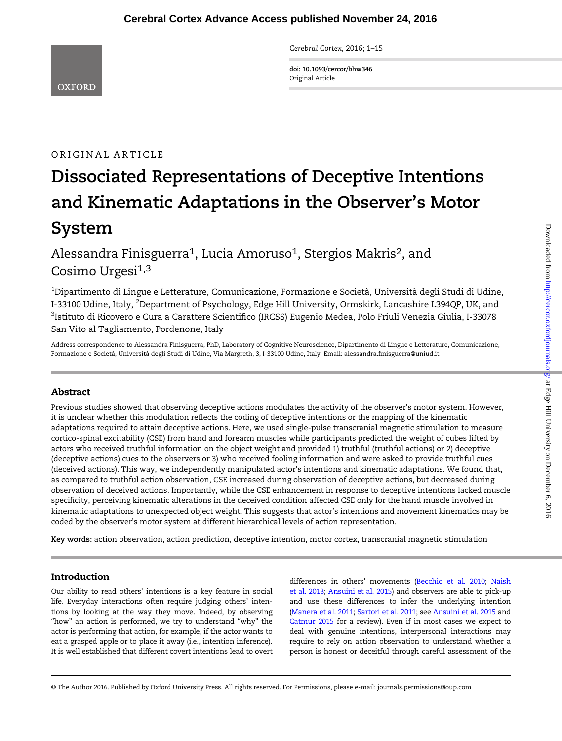Cerebral Cortex Advance Access published November 24, 2016

*Cerebral Cortex*, 2016; 1–15

**doi: 10.1093/cercor/bhw346**
Original Article

ORIGINAL ARTICLE

# Dissociated Representations of Deceptive Intentions and Kinematic Adaptations in the Observer's Motor System

Alessandra Finisguerra[1], Lucia Amoruso[1], Stergios Makris[2], and Cosimo Urgesi[1,3]

[1]Dipartimento di Lingue e Letterature, Comunicazione, Formazione e Società, Università degli Studi di Udine, I-33100 Udine, Italy, [2]Department of Psychology, Edge Hill University, Ormskirk, Lancashire L394QP, UK, and [3]Istituto di Ricovero e Cura a Carattere Scientifico (IRCSS) Eugenio Medea, Polo Friuli Venezia Giulia, I-33078 San Vito al Tagliamento, Pordenone, Italy

Address correspondence to Alessandra Finisguerra, PhD, Laboratory of Cognitive Neuroscience, Dipartimento di Lingue e Letterature, Comunicazione, Formazione e Società, Università degli Studi di Udine, Via Margreth, 3, I-33100 Udine, Italy. Email: alessandra.finisguerra@uniud.it

## Abstract

Previous studies showed that observing deceptive actions modulates the activity of the observer's motor system. However, it is unclear whether this modulation reflects the coding of deceptive intentions or the mapping of the kinematic adaptations required to attain deceptive actions. Here, we used single-pulse transcranial magnetic stimulation to measure cortico-spinal excitability (CSE) from hand and forearm muscles while participants predicted the weight of cubes lifted by actors who received truthful information on the object weight and provided 1) truthful (truthful actions) or 2) deceptive (deceptive actions) cues to the observers or 3) who received fooling information and were asked to provide truthful cues (deceived actions). This way, we independently manipulated actor's intentions and kinematic adaptations. We found that, as compared to truthful action observation, CSE increased during observation of deceptive actions, but decreased during observation of deceived actions. Importantly, while the CSE enhancement in response to deceptive intentions lacked muscle specificity, perceiving kinematic alterations in the deceived condition affected CSE only for the hand muscle involved in kinematic adaptations to unexpected object weight. This suggests that actor's intentions and movement kinematics may be coded by the observer's motor system at different hierarchical levels of action representation.

**Key words:** action observation, action prediction, deceptive intention, motor cortex, transcranial magnetic stimulation

## Introduction

Our ability to read others' intentions is a key feature in social life. Everyday interactions often require judging others' intentions by looking at the way they move. Indeed, by observing "how" an action is performed, we try to understand "why" the actor is performing that action, for example, if the actor wants to eat a grasped apple or to place it away (i.e., intention inference). It is well established that different covert intentions lead to overt differences in others' movements (Becchio et al. 2010; Naish et al. 2013; Ansuini et al. 2015) and observers are able to pick-up and use these differences to infer the underlying intention (Manera et al. 2011; Sartori et al. 2011; see Ansuini et al. 2015 and Catmur 2015 for a review). Even if in most cases we expect to deal with genuine intentions, interpersonal interactions may require to rely on action observation to understand whether a person is honest or deceitful through careful assessment of the

© The Author 2016. Published by Oxford University Press. All rights reserved. For Permissions, please e-mail: journals.permissions@oup.com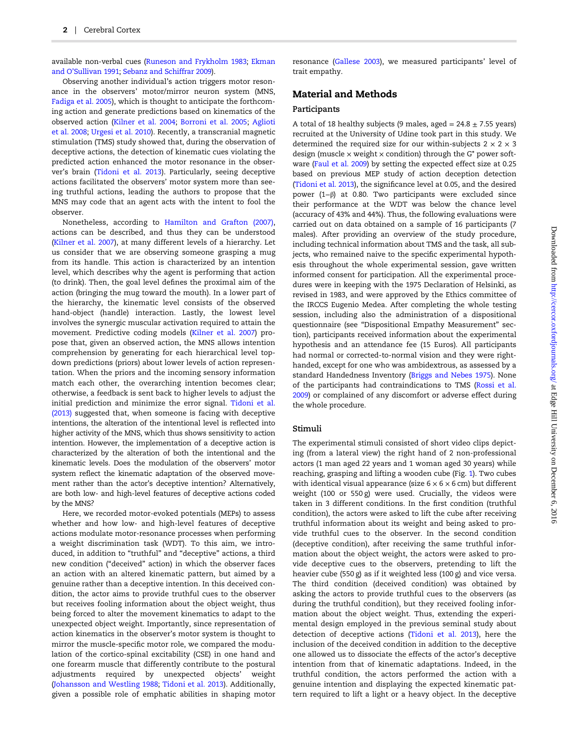available non-verbal cues (Runeson and Frykholm 1983; Ekman and O'Sullivan 1991; Sebanz and Schiffrar 2009).

Observing another individual's action triggers motor resonance in the observers' motor/mirror neuron system (MNS, Fadiga et al. 2005), which is thought to anticipate the forthcoming action and generate predictions based on kinematics of the observed action (Kilner et al. 2004; Borroni et al. 2005; Aglioti et al. 2008; Urgesi et al. 2010). Recently, a transcranial magnetic stimulation (TMS) study showed that, during the observation of deceptive actions, the detection of kinematic cues violating the predicted action enhanced the motor resonance in the observer's brain (Tidoni et al. 2013). Particularly, seeing deceptive actions facilitated the observers' motor system more than seeing truthful actions, leading the authors to propose that the MNS may code that an agent acts with the intent to fool the observer.

Nonetheless, according to Hamilton and Grafton (2007), actions can be described, and thus they can be understood (Kilner et al. 2007), at many different levels of a hierarchy. Let us consider that we are observing someone grasping a mug from its handle. This action is characterized by an intention level, which describes why the agent is performing that action (to drink). Then, the goal level defines the proximal aim of the action (bringing the mug toward the mouth). In a lower part of the hierarchy, the kinematic level consists of the observed hand-object (handle) interaction. Lastly, the lowest level involves the synergic muscular activation required to attain the movement. Predictive coding models (Kilner et al. 2007) propose that, given an observed action, the MNS allows intention comprehension by generating for each hierarchical level top-down predictions (priors) about lower levels of action representation. When the priors and the incoming sensory information match each other, the overarching intention becomes clear; otherwise, a feedback is sent back to higher levels to adjust the initial prediction and minimize the error signal. Tidoni et al. (2013) suggested that, when someone is facing with deceptive intentions, the alteration of the intentional level is reflected into higher activity of the MNS, which thus shows sensitivity to action intention. However, the implementation of a deceptive action is characterized by the alteration of both the intentional and the kinematic levels. Does the modulation of the observers' motor system reflect the kinematic adaptation of the observed movement rather than the actor's deceptive intention? Alternatively, are both low- and high-level features of deceptive actions coded by the MNS?

Here, we recorded motor-evoked potentials (MEPs) to assess whether and how low- and high-level features of deceptive actions modulate motor-resonance processes when performing a weight discrimination task (WDT). To this aim, we introduced, in addition to "truthful" and "deceptive" actions, a third new condition ("deceived" action) in which the observer faces an action with an altered kinematic pattern, but aimed by a genuine rather than a deceptive intention. In this deceived condition, the actor aims to provide truthful cues to the observer but receives fooling information about the object weight, thus being forced to alter the movement kinematics to adapt to the unexpected object weight. Importantly, since representation of action kinematics in the observer's motor system is thought to mirror the muscle-specific motor role, we compared the modulation of the cortico-spinal excitability (CSE) in one hand and one forearm muscle that differently contribute to the postural adjustments required by unexpected objects' weight (Johansson and Westling 1988; Tidoni et al. 2013). Additionally, given a possible role of emphatic abilities in shaping motor resonance (Gallese 2003), we measured participants' level of trait empathy.

## Material and Methods

### Participants

A total of 18 healthy subjects (9 males, aged = 24.8 ± 7.55 years) recruited at the University of Udine took part in this study. We determined the required size for our within-subjects 2 × 2 × 3 design (muscle × weight × condition) through the G* power software (Faul et al. 2009) by setting the expected effect size at 0.25 based on previous MEP study of action deception detection (Tidoni et al. 2013), the significance level at 0.05, and the desired power (1−β) at 0.80. Two participants were excluded since their performance at the WDT was below the chance level (accuracy of 43% and 44%). Thus, the following evaluations were carried out on data obtained on a sample of 16 participants (7 males). After providing an overview of the study procedure, including technical information about TMS and the task, all subjects, who remained naive to the specific experimental hypothesis throughout the whole experimental session, gave written informed consent for participation. All the experimental procedures were in keeping with the 1975 Declaration of Helsinki, as revised in 1983, and were approved by the Ethics committee of the IRCCS Eugenio Medea. After completing the whole testing session, including also the administration of a dispositional questionnaire (see "Dispositional Empathy Measurement" section), participants received information about the experimental hypothesis and an attendance fee (15 Euros). All participants had normal or corrected-to-normal vision and they were right-handed, except for one who was ambidextrous, as assessed by a standard Handedness Inventory (Briggs and Nebes 1975). None of the participants had contraindications to TMS (Rossi et al. 2009) or complained of any discomfort or adverse effect during the whole procedure.

### Stimuli

The experimental stimuli consisted of short video clips depicting (from a lateral view) the right hand of 2 non-professional actors (1 man aged 22 years and 1 woman aged 30 years) while reaching, grasping and lifting a wooden cube (Fig. 1). Two cubes with identical visual appearance (size 6 × 6 × 6 cm) but different weight (100 or 550 g) were used. Crucially, the videos were taken in 3 different conditions. In the first condition (truthful condition), the actors were asked to lift the cube after receiving truthful information about its weight and being asked to provide truthful cues to the observer. In the second condition (deceptive condition), after receiving the same truthful information about the object weight, the actors were asked to provide deceptive cues to the observers, pretending to lift the heavier cube (550 g) as if it weighted less (100 g) and vice versa. The third condition (deceived condition) was obtained by asking the actors to provide truthful cues to the observers (as during the truthful condition), but they received fooling information about the object weight. Thus, extending the experimental design employed in the previous seminal study about detection of deceptive actions (Tidoni et al. 2013), here the inclusion of the deceived condition in addition to the deceptive one allowed us to dissociate the effects of the actor's deceptive intention from that of kinematic adaptations. Indeed, in the truthful condition, the actors performed the action with a genuine intention and displaying the expected kinematic pattern required to lift a light or a heavy object. In the deceptive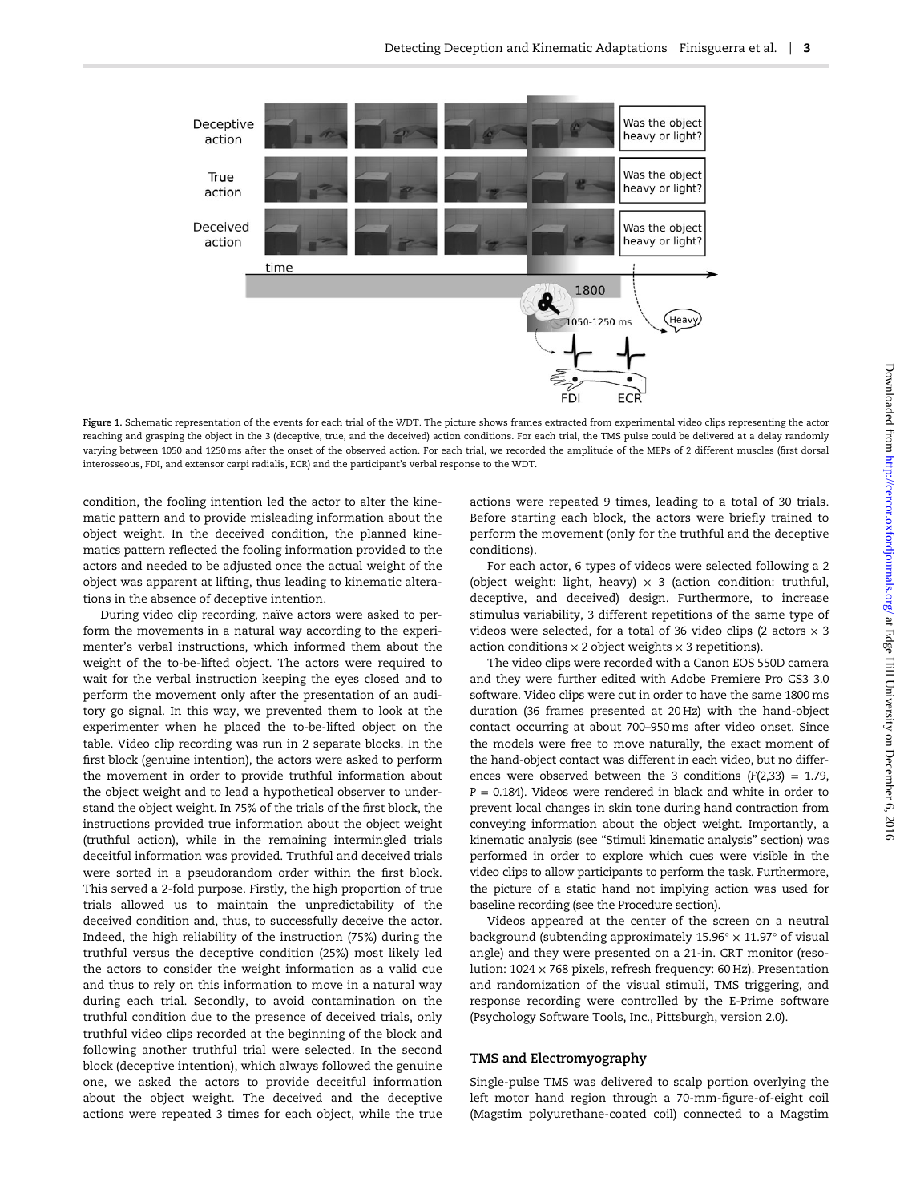Figure 1. Schematic representation of the events for each trial of the WDT. The picture shows frames extracted from experimental video clips representing the actor reaching and grasping the object in the 3 (deceptive, true, and the deceived) action conditions. For each trial, the TMS pulse could be delivered at a delay randomly varying between 1050 and 1250 ms after the onset of the observed action. For each trial, we recorded the amplitude of the MEPs of 2 different muscles (first dorsal interosseous, FDI, and extensor carpi radialis, ECR) and the participant's verbal response to the WDT.

condition, the fooling intention led the actor to alter the kinematic pattern and to provide misleading information about the object weight. In the deceived condition, the planned kinematics pattern reflected the fooling information provided to the actors and needed to be adjusted once the actual weight of the object was apparent at lifting, thus leading to kinematic alterations in the absence of deceptive intention.

During video clip recording, naïve actors were asked to perform the movements in a natural way according to the experimenter's verbal instructions, which informed them about the weight of the to-be-lifted object. The actors were required to wait for the verbal instruction keeping the eyes closed and to perform the movement only after the presentation of an auditory go signal. In this way, we prevented them to look at the experimenter when he placed the to-be-lifted object on the table. Video clip recording was run in 2 separate blocks. In the first block (genuine intention), the actors were asked to perform the movement in order to provide truthful information about the object weight and to lead a hypothetical observer to understand the object weight. In 75% of the trials of the first block, the instructions provided true information about the object weight (truthful action), while in the remaining intermingled trials deceitful information was provided. Truthful and deceived trials were sorted in a pseudorandom order within the first block. This served a 2-fold purpose. Firstly, the high proportion of true trials allowed us to maintain the unpredictability of the deceived condition and, thus, to successfully deceive the actor. Indeed, the high reliability of the instruction (75%) during the truthful versus the deceptive condition (25%) most likely led the actors to consider the weight information as a valid cue and thus to rely on this information to move in a natural way during each trial. Secondly, to avoid contamination on the truthful condition due to the presence of deceived trials, only truthful video clips recorded at the beginning of the block and following another truthful trial were selected. In the second block (deceptive intention), which always followed the genuine one, we asked the actors to provide deceitful information about the object weight. The deceived and the deceptive actions were repeated 3 times for each object, while the true actions were repeated 9 times, leading to a total of 30 trials. Before starting each block, the actors were briefly trained to perform the movement (only for the truthful and the deceptive conditions).

For each actor, 6 types of videos were selected following a 2 (object weight: light, heavy) × 3 (action condition: truthful, deceptive, and deceived) design. Furthermore, to increase stimulus variability, 3 different repetitions of the same type of videos were selected, for a total of 36 video clips (2 actors × 3 action conditions × 2 object weights × 3 repetitions).

The video clips were recorded with a Canon EOS 550D camera and they were further edited with Adobe Premiere Pro CS3 3.0 software. Video clips were cut in order to have the same 1800 ms duration (36 frames presented at 20 Hz) with the hand-object contact occurring at about 700–950 ms after video onset. Since the models were free to move naturally, the exact moment of the hand-object contact was different in each video, but no differences were observed between the 3 conditions ($F(2,33) = 1.79$, $P = 0.184$). Videos were rendered in black and white in order to prevent local changes in skin tone during hand contraction from conveying information about the object weight. Importantly, a kinematic analysis (see "Stimuli kinematic analysis" section) was performed in order to explore which cues were visible in the video clips to allow participants to perform the task. Furthermore, the picture of a static hand not implying action was used for baseline recording (see the Procedure section).

Videos appeared at the center of the screen on a neutral background (subtending approximately 15.96° × 11.97° of visual angle) and they were presented on a 21-in. CRT monitor (resolution: 1024 × 768 pixels, refresh frequency: 60 Hz). Presentation and randomization of the visual stimuli, TMS triggering, and response recording were controlled by the E-Prime software (Psychology Software Tools, Inc., Pittsburgh, version 2.0).

## TMS and Electromyography

Single-pulse TMS was delivered to scalp portion overlying the left motor hand region through a 70-mm-figure-of-eight coil (Magstim polyurethane-coated coil) connected to a Magstim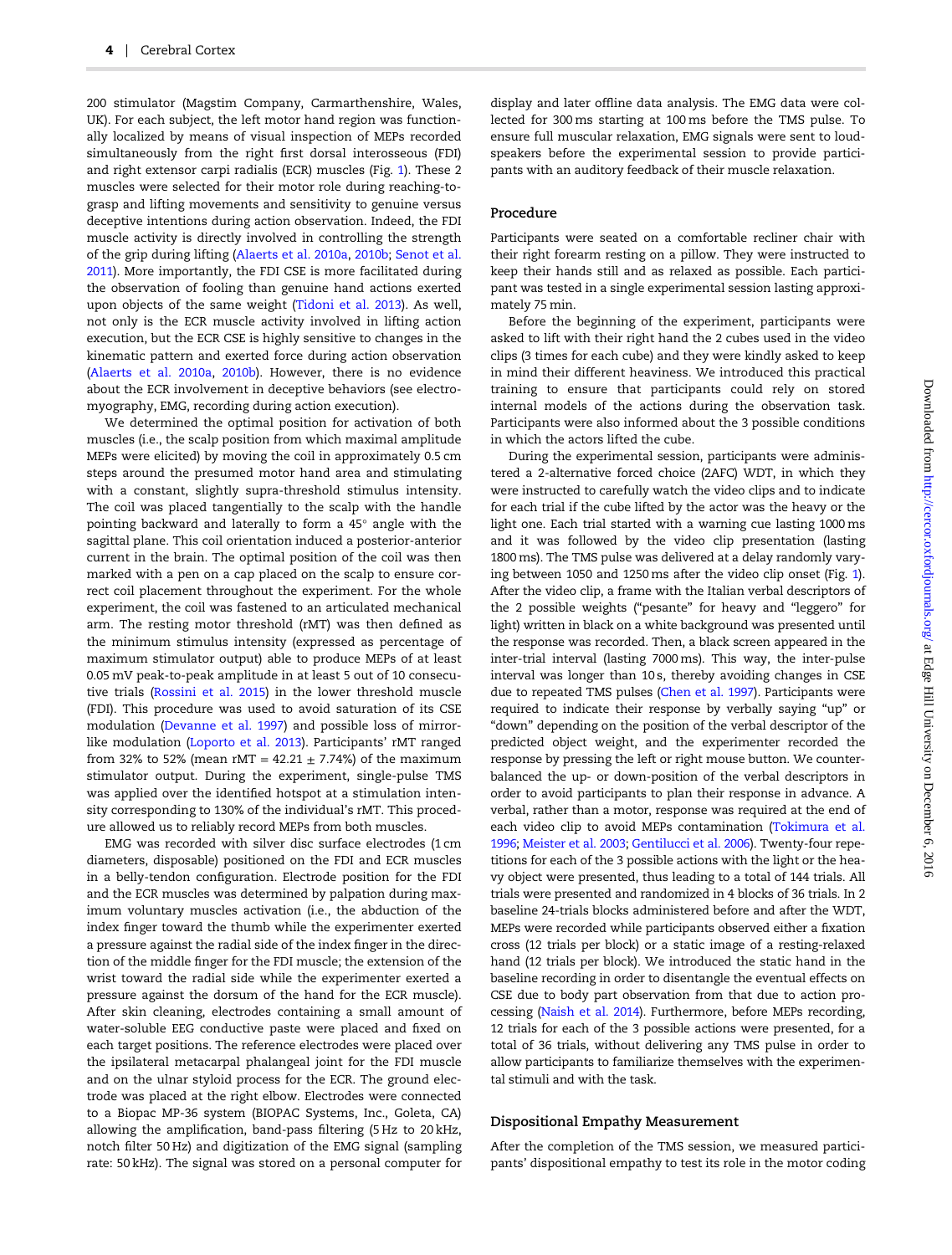200 stimulator (Magstim Company, Carmarthenshire, Wales, UK). For each subject, the left motor hand region was functionally localized by means of visual inspection of MEPs recorded simultaneously from the right first dorsal interosseous (FDI) and right extensor carpi radialis (ECR) muscles (Fig. 1). These 2 muscles were selected for their motor role during reaching-to-grasp and lifting movements and sensitivity to genuine versus deceptive intentions during action observation. Indeed, the FDI muscle activity is directly involved in controlling the strength of the grip during lifting (Alaerts et al. 2010a, 2010b; Senot et al. 2011). More importantly, the FDI CSE is more facilitated during the observation of fooling than genuine hand actions exerted upon objects of the same weight (Tidoni et al. 2013). As well, not only is the ECR muscle activity involved in lifting action execution, but the ECR CSE is highly sensitive to changes in the kinematic pattern and exerted force during action observation (Alaerts et al. 2010a, 2010b). However, there is no evidence about the ECR involvement in deceptive behaviors (see electromyography, EMG, recording during action execution).

We determined the optimal position for activation of both muscles (i.e., the scalp position from which maximal amplitude MEPs were elicited) by moving the coil in approximately 0.5 cm steps around the presumed motor hand area and stimulating with a constant, slightly supra-threshold stimulus intensity. The coil was placed tangentially to the scalp with the handle pointing backward and laterally to form a 45° angle with the sagittal plane. This coil orientation induced a posterior-anterior current in the brain. The optimal position of the coil was then marked with a pen on a cap placed on the scalp to ensure correct coil placement throughout the experiment. For the whole experiment, the coil was fastened to an articulated mechanical arm. The resting motor threshold (rMT) was then defined as the minimum stimulus intensity (expressed as percentage of maximum stimulator output) able to produce MEPs of at least 0.05 mV peak-to-peak amplitude in at least 5 out of 10 consecutive trials (Rossini et al. 2015) in the lower threshold muscle (FDI). This procedure was used to avoid saturation of its CSE modulation (Devanne et al. 1997) and possible loss of mirror-like modulation (Loporto et al. 2013). Participants' rMT ranged from 32% to 52% (mean rMT = 42.21 ± 7.74%) of the maximum stimulator output. During the experiment, single-pulse TMS was applied over the identified hotspot at a stimulation intensity corresponding to 130% of the individual's rMT. This procedure allowed us to reliably record MEPs from both muscles.

EMG was recorded with silver disc surface electrodes (1 cm diameters, disposable) positioned on the FDI and ECR muscles in a belly-tendon configuration. Electrode position for the FDI and the ECR muscles was determined by palpation during maximum voluntary muscles activation (i.e., the abduction of the index finger toward the thumb while the experimenter exerted a pressure against the radial side of the index finger in the direction of the middle finger for the FDI muscle; the extension of the wrist toward the radial side while the experimenter exerted a pressure against the dorsum of the hand for the ECR muscle). After skin cleaning, electrodes containing a small amount of water-soluble EEG conductive paste were placed and fixed on each target positions. The reference electrodes were placed over the ipsilateral metacarpal phalangeal joint for the FDI muscle and on the ulnar styloid process for the ECR. The ground electrode was placed at the right elbow. Electrodes were connected to a Biopac MP-36 system (BIOPAC Systems, Inc., Goleta, CA) allowing the amplification, band-pass filtering (5 Hz to 20 kHz, notch filter 50 Hz) and digitization of the EMG signal (sampling rate: 50 kHz). The signal was stored on a personal computer for display and later offline data analysis. The EMG data were collected for 300 ms starting at 100 ms before the TMS pulse. To ensure full muscular relaxation, EMG signals were sent to loudspeakers before the experimental session to provide participants with an auditory feedback of their muscle relaxation.

## Procedure

Participants were seated on a comfortable recliner chair with their right forearm resting on a pillow. They were instructed to keep their hands still and as relaxed as possible. Each participant was tested in a single experimental session lasting approximately 75 min.

Before the beginning of the experiment, participants were asked to lift with their right hand the 2 cubes used in the video clips (3 times for each cube) and they were kindly asked to keep in mind their different heaviness. We introduced this practical training to ensure that participants could rely on stored internal models of the actions during the observation task. Participants were also informed about the 3 possible conditions in which the actors lifted the cube.

During the experimental session, participants were administered a 2-alternative forced choice (2AFC) WDT, in which they were instructed to carefully watch the video clips and to indicate for each trial if the cube lifted by the actor was the heavy or the light one. Each trial started with a warning cue lasting 1000 ms and it was followed by the video clip presentation (lasting 1800 ms). The TMS pulse was delivered at a delay randomly varying between 1050 and 1250 ms after the video clip onset (Fig. 1). After the video clip, a frame with the Italian verbal descriptors of the 2 possible weights ("pesante" for heavy and "leggero" for light) written in black on a white background was presented until the response was recorded. Then, a black screen appeared in the inter-trial interval (lasting 7000 ms). This way, the inter-pulse interval was longer than 10 s, thereby avoiding changes in CSE due to repeated TMS pulses (Chen et al. 1997). Participants were required to indicate their response by verbally saying "up" or "down" depending on the position of the verbal descriptor of the predicted object weight, and the experimenter recorded the response by pressing the left or right mouse button. We counterbalanced the up- or down-position of the verbal descriptors in order to avoid participants to plan their response in advance. A verbal, rather than a motor, response was required at the end of each video clip to avoid MEPs contamination (Tokimura et al. 1996; Meister et al. 2003; Gentilucci et al. 2006). Twenty-four repetitions for each of the 3 possible actions with the light or the heavy object were presented, thus leading to a total of 144 trials. All trials were presented and randomized in 4 blocks of 36 trials. In 2 baseline 24-trials blocks administered before and after the WDT, MEPs were recorded while participants observed either a fixation cross (12 trials per block) or a static image of a resting-relaxed hand (12 trials per block). We introduced the static hand in the baseline recording in order to disentangle the eventual effects on CSE due to body part observation from that due to action processing (Naish et al. 2014). Furthermore, before MEPs recording, 12 trials for each of the 3 possible actions were presented, for a total of 36 trials, without delivering any TMS pulse in order to allow participants to familiarize themselves with the experimental stimuli and with the task.

## Dispositional Empathy Measurement

After the completion of the TMS session, we measured participants' dispositional empathy to test its role in the motor coding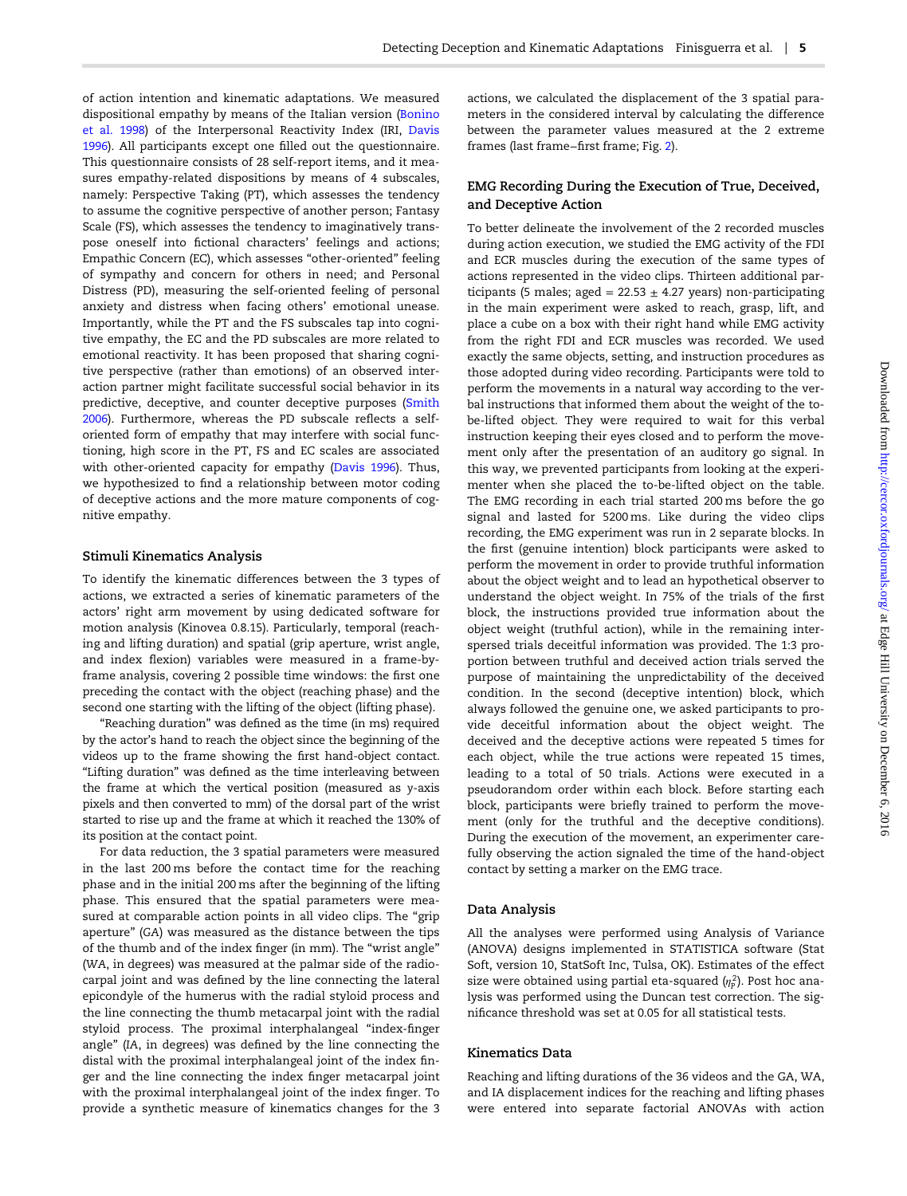of action intention and kinematic adaptations. We measured dispositional empathy by means of the Italian version (Bonino et al. 1998) of the Interpersonal Reactivity Index (IRI, Davis 1996). All participants except one filled out the questionnaire. This questionnaire consists of 28 self-report items, and it measures empathy-related dispositions by means of 4 subscales, namely: Perspective Taking (PT), which assesses the tendency to assume the cognitive perspective of another person; Fantasy Scale (FS), which assesses the tendency to imaginatively transpose oneself into fictional characters' feelings and actions; Empathic Concern (EC), which assesses "other-oriented" feeling of sympathy and concern for others in need; and Personal Distress (PD), measuring the self-oriented feeling of personal anxiety and distress when facing others' emotional unease. Importantly, while the PT and the FS subscales tap into cognitive empathy, the EC and the PD subscales are more related to emotional reactivity. It has been proposed that sharing cognitive perspective (rather than emotions) of an observed interaction partner might facilitate successful social behavior in its predictive, deceptive, and counter deceptive purposes (Smith 2006). Furthermore, whereas the PD subscale reflects a self-oriented form of empathy that may interfere with social functioning, high score in the PT, FS and EC scales are associated with other-oriented capacity for empathy (Davis 1996). Thus, we hypothesized to find a relationship between motor coding of deceptive actions and the more mature components of cognitive empathy.

### Stimuli Kinematics Analysis

To identify the kinematic differences between the 3 types of actions, we extracted a series of kinematic parameters of the actors' right arm movement by using dedicated software for motion analysis (Kinovea 0.8.15). Particularly, temporal (reaching and lifting duration) and spatial (grip aperture, wrist angle, and index flexion) variables were measured in a frame-by-frame analysis, covering 2 possible time windows: the first one preceding the contact with the object (reaching phase) and the second one starting with the lifting of the object (lifting phase).

"Reaching duration" was defined as the time (in ms) required by the actor's hand to reach the object since the beginning of the videos up to the frame showing the first hand-object contact. "Lifting duration" was defined as the time interleaving between the frame at which the vertical position (measured as y-axis pixels and then converted to mm) of the dorsal part of the wrist started to rise up and the frame at which it reached the 130% of its position at the contact point.

For data reduction, the 3 spatial parameters were measured in the last 200 ms before the contact time for the reaching phase and in the initial 200 ms after the beginning of the lifting phase. This ensured that the spatial parameters were measured at comparable action points in all video clips. The "grip aperture" (GA) was measured as the distance between the tips of the thumb and of the index finger (in mm). The "wrist angle" (WA, in degrees) was measured at the palmar side of the radio-carpal joint and was defined by the line connecting the lateral epicondyle of the humerus with the radial styloid process and the line connecting the thumb metacarpal joint with the radial styloid process. The proximal interphalangeal "index-finger angle" (IA, in degrees) was defined by the line connecting the distal with the proximal interphalangeal joint of the index finger and the line connecting the index finger metacarpal joint with the proximal interphalangeal joint of the index finger. To provide a synthetic measure of kinematics changes for the 3 actions, we calculated the displacement of the 3 spatial parameters in the considered interval by calculating the difference between the parameter values measured at the 2 extreme frames (last frame−first frame; Fig. 2).

### EMG Recording During the Execution of True, Deceived, and Deceptive Action

To better delineate the involvement of the 2 recorded muscles during action execution, we studied the EMG activity of the FDI and ECR muscles during the execution of the same types of actions represented in the video clips. Thirteen additional participants (5 males; aged = 22.53 ± 4.27 years) non-participating in the main experiment were asked to reach, grasp, lift, and place a cube on a box with their right hand while EMG activity from the right FDI and ECR muscles was recorded. We used exactly the same objects, setting, and instruction procedures as those adopted during video recording. Participants were told to perform the movements in a natural way according to the verbal instructions that informed them about the weight of the to-be-lifted object. They were required to wait for this verbal instruction keeping their eyes closed and to perform the movement only after the presentation of an auditory go signal. In this way, we prevented participants from looking at the experimenter when she placed the to-be-lifted object on the table. The EMG recording in each trial started 200 ms before the go signal and lasted for 5200 ms. Like during the video clips recording, the EMG experiment was run in 2 separate blocks. In the first (genuine intention) block participants were asked to perform the movement in order to provide truthful information about the object weight and to lead an hypothetical observer to understand the object weight. In 75% of the trials of the first block, the instructions provided true information about the object weight (truthful action), while in the remaining interspersed trials deceitful information was provided. The 1:3 proportion between truthful and deceived action trials served the purpose of maintaining the unpredictability of the deceived condition. In the second (deceptive intention) block, which always followed the genuine one, we asked participants to provide deceitful information about the object weight. The deceived and the deceptive actions were repeated 5 times for each object, while the true actions were repeated 15 times, leading to a total of 50 trials. Actions were executed in a pseudorandom order within each block. Before starting each block, participants were briefly trained to perform the movement (only for the truthful and the deceptive conditions). During the execution of the movement, an experimenter carefully observing the action signaled the time of the hand-object contact by setting a marker on the EMG trace.

### Data Analysis

All the analyses were performed using Analysis of Variance (ANOVA) designs implemented in STATISTICA software (Stat Soft, version 10, StatSoft Inc, Tulsa, OK). Estimates of the effect size were obtained using partial eta-squared ($\eta_p^2$). Post hoc analysis was performed using the Duncan test correction. The significance threshold was set at 0.05 for all statistical tests.

### Kinematics Data

Reaching and lifting durations of the 36 videos and the GA, WA, and IA displacement indices for the reaching and lifting phases were entered into separate factorial ANOVAs with action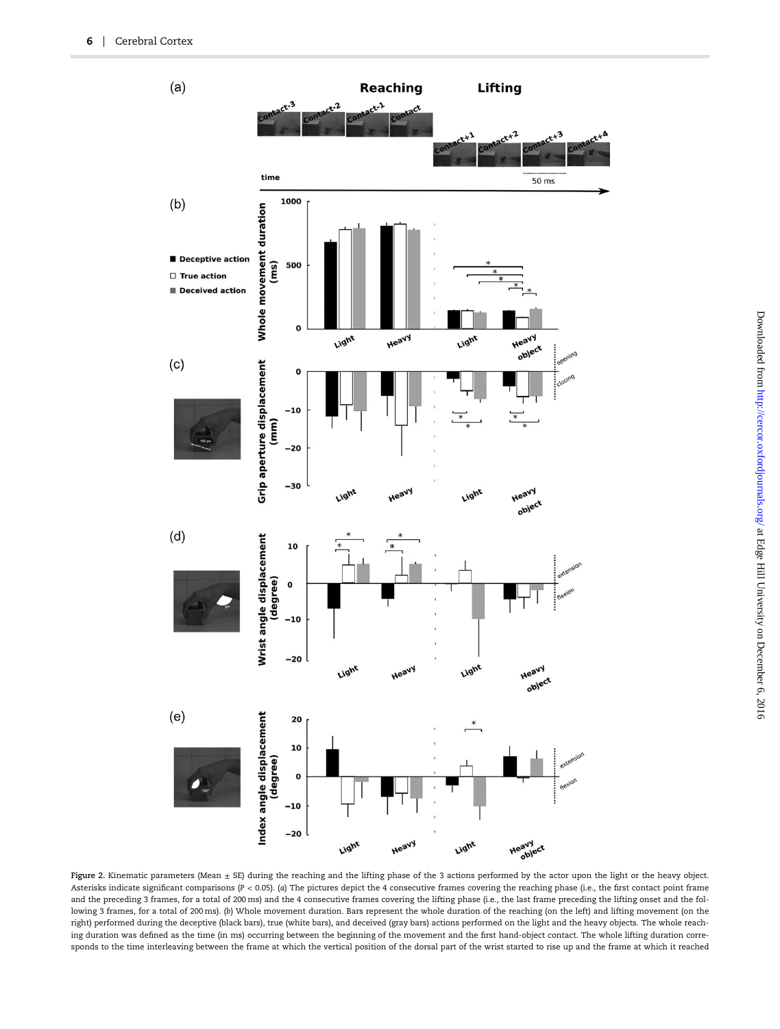**Figure 2.** Kinematic parameters (Mean ± SE) during the reaching and the lifting phase of the 3 actions performed by the actor upon the light or the heavy object. Asterisks indicate significant comparisons ($P < 0.05$). (*a*) The pictures depict the 4 consecutive frames covering the reaching phase (i.e., the first contact point frame and the preceding 3 frames, for a total of 200 ms) and the 4 consecutive frames covering the lifting phase (i.e., the last frame preceding the lifting onset and the following 3 frames, for a total of 200 ms). (*b*) Whole movement duration. Bars represent the whole duration of the reaching (on the left) and lifting movement (on the right) performed during the deceptive (black bars), true (white bars), and deceived (gray bars) actions performed on the light and the heavy objects. The whole reaching duration was defined as the time (in ms) occurring between the beginning of the movement and the first hand-object contact. The whole lifting duration corresponds to the time interleaving between the frame at which the vertical position of the dorsal part of the wrist started to rise up and the frame at which it reached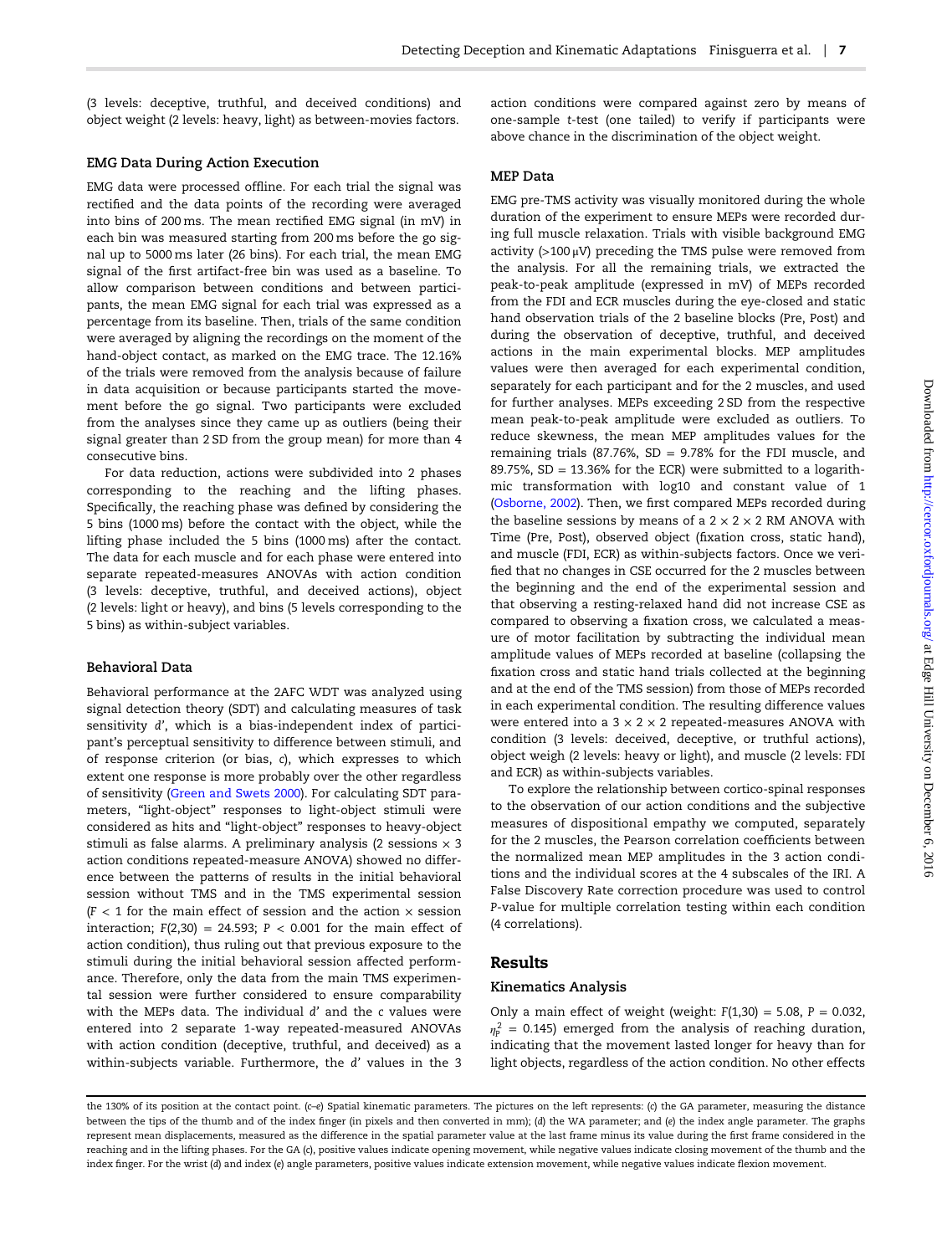(3 levels: deceptive, truthful, and deceived conditions) and object weight (2 levels: heavy, light) as between-movies factors.

### EMG Data During Action Execution

EMG data were processed offline. For each trial the signal was rectified and the data points of the recording were averaged into bins of 200 ms. The mean rectified EMG signal (in mV) in each bin was measured starting from 200 ms before the go signal up to 5000 ms later (26 bins). For each trial, the mean EMG signal of the first artifact-free bin was used as a baseline. To allow comparison between conditions and between participants, the mean EMG signal for each trial was expressed as a percentage from its baseline. Then, trials of the same condition were averaged by aligning the recordings on the moment of the hand-object contact, as marked on the EMG trace. The 12.16% of the trials were removed from the analysis because of failure in data acquisition or because participants started the movement before the go signal. Two participants were excluded from the analyses since they came up as outliers (being their signal greater than 2 SD from the group mean) for more than 4 consecutive bins.

For data reduction, actions were subdivided into 2 phases corresponding to the reaching and the lifting phases. Specifically, the reaching phase was defined by considering the 5 bins (1000 ms) before the contact with the object, while the lifting phase included the 5 bins (1000 ms) after the contact. The data for each muscle and for each phase were entered into separate repeated-measures ANOVAs with action condition (3 levels: deceptive, truthful, and deceived actions), object (2 levels: light or heavy), and bins (5 levels corresponding to the 5 bins) as within-subject variables.

### Behavioral Data

Behavioral performance at the 2AFC WDT was analyzed using signal detection theory (SDT) and calculating measures of task sensitivity *d'*, which is a bias-independent index of participant's perceptual sensitivity to difference between stimuli, and of response criterion (or bias, *c*), which expresses to which extent one response is more probably over the other regardless of sensitivity (Green and Swets 2000). For calculating SDT parameters, "light-object" responses to light-object stimuli were considered as hits and "light-object" responses to heavy-object stimuli as false alarms. A preliminary analysis (2 sessions × 3 action conditions repeated-measure ANOVA) showed no difference between the patterns of results in the initial behavioral session without TMS and in the TMS experimental session ($F < 1$ for the main effect of session and the action × session interaction; $F(2,30) = 24.593$; $P < 0.001$ for the main effect of action condition), thus ruling out that previous exposure to the stimuli during the initial behavioral session affected performance. Therefore, only the data from the main TMS experimental session were further considered to ensure comparability with the MEPs data. The individual *d'* and the *c* values were entered into 2 separate 1-way repeated-measured ANOVAs with action condition (deceptive, truthful, and deceived) as a within-subjects variable. Furthermore, the *d'* values in the 3 action conditions were compared against zero by means of one-sample *t*-test (one tailed) to verify if participants were above chance in the discrimination of the object weight.

### MEP Data

EMG pre-TMS activity was visually monitored during the whole duration of the experiment to ensure MEPs were recorded during full muscle relaxation. Trials with visible background EMG activity (>100 μV) preceding the TMS pulse were removed from the analysis. For all the remaining trials, we extracted the peak-to-peak amplitude (expressed in mV) of MEPs recorded from the FDI and ECR muscles during the eye-closed and static hand observation trials of the 2 baseline blocks (Pre, Post) and during the observation of deceptive, truthful, and deceived actions in the main experimental blocks. MEP amplitudes values were then averaged for each experimental condition, separately for each participant and for the 2 muscles, and used for further analyses. MEPs exceeding 2 SD from the respective mean peak-to-peak amplitude were excluded as outliers. To reduce skewness, the mean MEP amplitudes values for the remaining trials (87.76%, SD = 9.78% for the FDI muscle, and 89.75%, SD = 13.36% for the ECR) were submitted to a logarithmic transformation with log10 and constant value of 1 (Osborne, 2002). Then, we first compared MEPs recorded during the baseline sessions by means of a 2 × 2 × 2 RM ANOVA with Time (Pre, Post), observed object (fixation cross, static hand), and muscle (FDI, ECR) as within-subjects factors. Once we verified that no changes in CSE occurred for the 2 muscles between the beginning and the end of the experimental session and that observing a resting-relaxed hand did not increase CSE as compared to observing a fixation cross, we calculated a measure of motor facilitation by subtracting the individual mean amplitude values of MEPs recorded at baseline (collapsing the fixation cross and static hand trials collected at the beginning and at the end of the TMS session) from those of MEPs recorded in each experimental condition. The resulting difference values were entered into a 3 × 2 × 2 repeated-measures ANOVA with condition (3 levels: deceived, deceptive, or truthful actions), object weigh (2 levels: heavy or light), and muscle (2 levels: FDI and ECR) as within-subjects variables.

To explore the relationship between cortico-spinal responses to the observation of our action conditions and the subjective measures of dispositional empathy we computed, separately for the 2 muscles, the Pearson correlation coefficients between the normalized mean MEP amplitudes in the 3 action conditions and the individual scores at the 4 subscales of the IRI. A False Discovery Rate correction procedure was used to control *P*-value for multiple correlation testing within each condition (4 correlations).

## Results

### Kinematics Analysis

Only a main effect of weight (weight: $F(1,30) = 5.08$, $P = 0.032$, $\eta_p^2 = 0.145$) emerged from the analysis of reaching duration, indicating that the movement lasted longer for heavy than for light objects, regardless of the action condition. No other effects

the 130% of its position at the contact point. (*c*–*e*) Spatial kinematic parameters. The pictures on the left represents: (*c*) the GA parameter, measuring the distance between the tips of the thumb and of the index finger (in pixels and then converted in mm); (*d*) the WA parameter; and (*e*) the index angle parameter. The graphs represent mean displacements, measured as the difference in the spatial parameter value at the last frame minus its value during the first frame considered in the reaching and in the lifting phases. For the GA (*c*), positive values indicate opening movement, while negative values indicate closing movement of the thumb and the index finger. For the wrist (*d*) and index (*e*) angle parameters, positive values indicate extension movement, while negative values indicate flexion movement.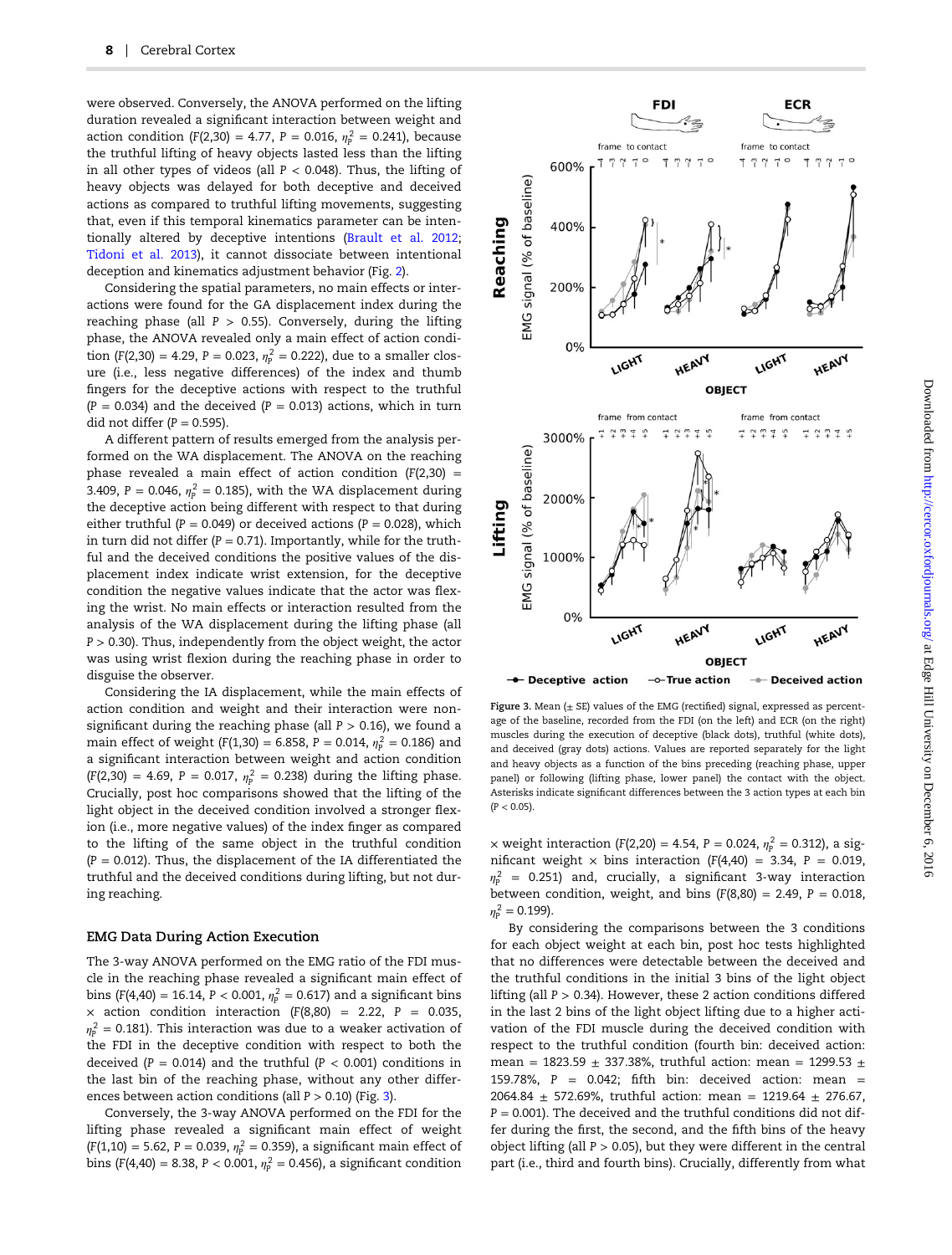were observed. Conversely, the ANOVA performed on the lifting duration revealed a significant interaction between weight and action condition ($F(2,30) = 4.77$, $P = 0.016$, $\eta_p^2 = 0.241$), because the truthful lifting of heavy objects lasted less than the lifting in all other types of videos (all $P < 0.048$). Thus, the lifting of heavy objects was delayed for both deceptive and deceived actions as compared to truthful lifting movements, suggesting that, even if this temporal kinematics parameter can be intentionally altered by deceptive intentions (Brault et al. 2012; Tidoni et al. 2013), it cannot dissociate between intentional deception and kinematics adjustment behavior (Fig. 2).

Considering the spatial parameters, no main effects or interactions were found for the GA displacement index during the reaching phase (all $P > 0.55$). Conversely, during the lifting phase, the ANOVA revealed only a main effect of action condition ($F(2,30) = 4.29$, $P = 0.023$, $\eta_p^2 = 0.222$), due to a smaller closure (i.e., less negative differences) of the index and thumb fingers for the deceptive actions with respect to the truthful ($P = 0.034$) and the deceived ($P = 0.013$) actions, which in turn did not differ ($P = 0.595$).

A different pattern of results emerged from the analysis performed on the WA displacement. The ANOVA on the reaching phase revealed a main effect of action condition ($F(2,30) = 3.409$, $P = 0.046$, $\eta_p^2 = 0.185$), with the WA displacement during the deceptive action being different with respect to that during either truthful ($P = 0.049$) or deceived actions ($P = 0.028$), which in turn did not differ ($P = 0.71$). Importantly, while for the truthful and the deceived conditions the positive values of the displacement index indicate wrist extension, for the deceptive condition the negative values indicate that the actor was flexing the wrist. No main effects or interaction resulted from the analysis of the WA displacement during the lifting phase (all $P > 0.30$). Thus, independently from the object weight, the actor was using wrist flexion during the reaching phase in order to disguise the observer.

Considering the IA displacement, while the main effects of action condition and weight and their interaction were nonsignificant during the reaching phase (all $P > 0.16$), we found a main effect of weight ($F(1,30) = 6.858$, $P = 0.014$, $\eta_p^2 = 0.186$) and a significant interaction between weight and action condition ($F(2,30) = 4.69$, $P = 0.017$, $\eta_p^2 = 0.238$) during the lifting phase. Crucially, post hoc comparisons showed that the lifting of the light object in the deceived condition involved a stronger flexion (i.e., more negative values) of the index finger as compared to the lifting of the same object in the truthful condition ($P = 0.012$). Thus, the displacement of the IA differentiated the truthful and the deceived conditions during lifting, but not during reaching.

### EMG Data During Action Execution

The 3-way ANOVA performed on the EMG ratio of the FDI muscle in the reaching phase revealed a significant main effect of bins ($F(4,40) = 16.14$, $P < 0.001$, $\eta_p^2 = 0.617$) and a significant bins × action condition interaction ($F(8,80) = 2.22$, $P = 0.035$, $\eta_p^2 = 0.181$). This interaction was due to a weaker activation of the FDI in the deceptive condition with respect to both the deceived ($P = 0.014$) and the truthful ($P < 0.001$) conditions in the last bin of the reaching phase, without any other differences between action conditions (all $P > 0.10$) (Fig. 3).

Conversely, the 3-way ANOVA performed on the FDI for the lifting phase revealed a significant main effect of weight ($F(1,10) = 5.62$, $P = 0.039$, $\eta_p^2 = 0.359$), a significant main effect of bins ($F(4,40) = 8.38$, $P < 0.001$, $\eta_p^2 = 0.456$), a significant condition × weight interaction ($F(2,20) = 4.54$, $P = 0.024$, $\eta_p^2 = 0.312$), a significant weight × bins interaction ($F(4,40) = 3.34$, $P = 0.019$, $\eta_p^2 = 0.251$) and, crucially, a significant 3-way interaction between condition, weight, and bins ($F(8,80) = 2.49$, $P = 0.018$, $\eta_p^2 = 0.199$).

Figure 3. Mean (± SE) values of the EMG (rectified) signal, expressed as percentage of the baseline, recorded from the FDI (on the left) and ECR (on the right) muscles during the execution of deceptive (black dots), truthful (white dots), and deceived (gray dots) actions. Values are reported separately for the light and heavy objects as a function of the bins preceding (reaching phase, upper panel) or following (lifting phase, lower panel) the contact with the object. Asterisks indicate significant differences between the 3 action types at each bin ($P < 0.05$).

By considering the comparisons between the 3 conditions for each object weight at each bin, post hoc tests highlighted that no differences were detectable between the deceived and the truthful conditions in the initial 3 bins of the light object lifting (all $P > 0.34$). However, these 2 action conditions differed in the last 2 bins of the light object lifting due to a higher activation of the FDI muscle during the deceived condition with respect to the truthful condition (fourth bin: deceived action: mean = 1823.59 ± 337.38%, truthful action: mean = 1299.53 ± 159.78%, $P = 0.042$; fifth bin: deceived action: mean = 2064.84 ± 572.69%, truthful action: mean = 1219.64 ± 276.67, $P = 0.001$). The deceived and the truthful conditions did not differ during the first, the second, and the fifth bins of the heavy object lifting (all $P > 0.05$), but they were different in the central part (i.e., third and fourth bins). Crucially, differently from what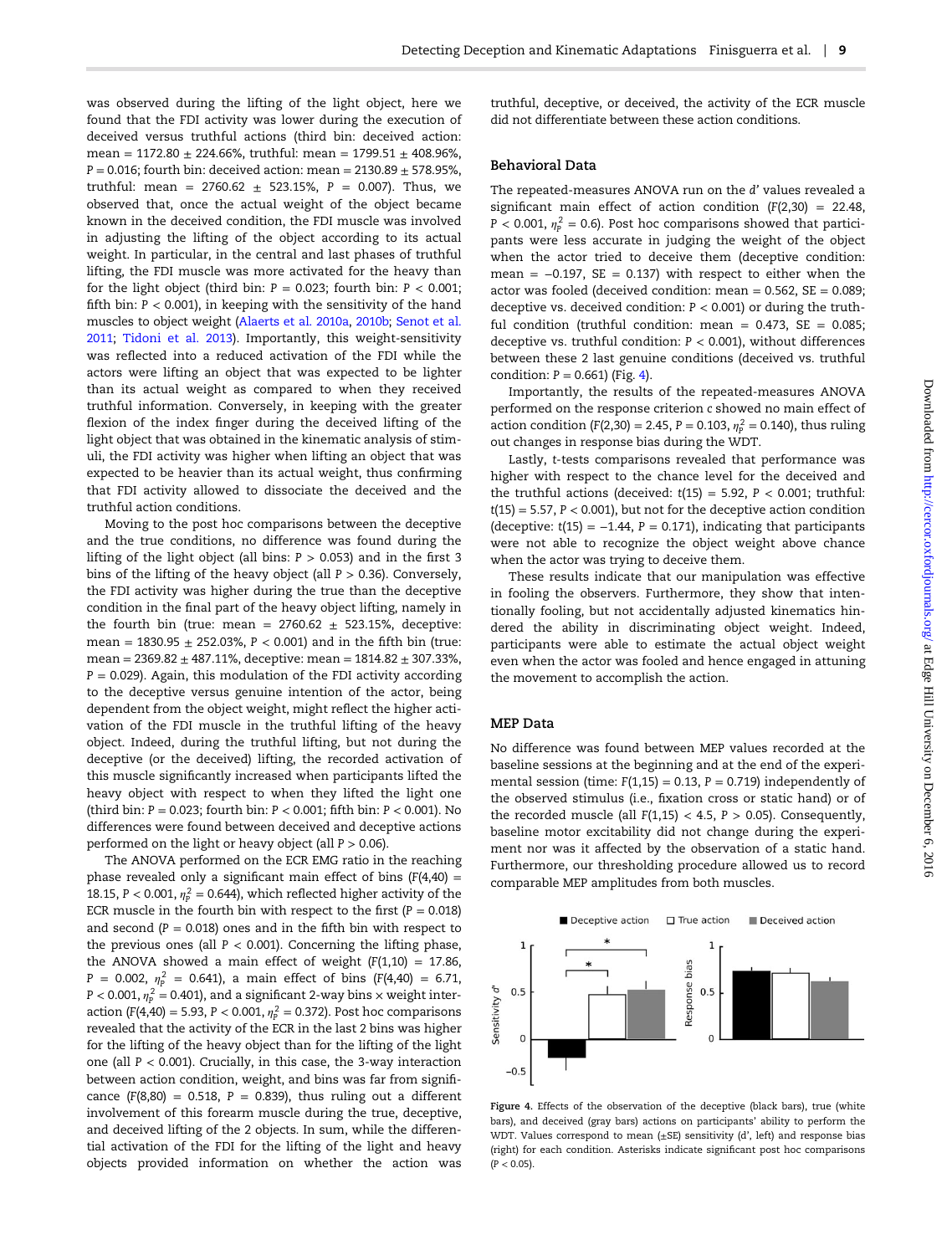was observed during the lifting of the light object, here we found that the FDI activity was lower during the execution of deceived versus truthful actions (third bin: deceived action: mean = 1172.80 ± 224.66%, truthful: mean = 1799.51 ± 408.96%, $P = 0.016$; fourth bin: deceived action: mean = 2130.89 ± 578.95%, truthful: mean = 2760.62 ± 523.15%, $P = 0.007$). Thus, we observed that, once the actual weight of the object became known in the deceived condition, the FDI muscle was involved in adjusting the lifting of the object according to its actual weight. In particular, in the central and last phases of truthful lifting, the FDI muscle was more activated for the heavy than for the light object (third bin: $P = 0.023$; fourth bin: $P < 0.001$; fifth bin: $P < 0.001$), in keeping with the sensitivity of the hand muscles to object weight (Alaerts et al. 2010a, 2010b; Senot et al. 2011; Tidoni et al. 2013). Importantly, this weight-sensitivity was reflected into a reduced activation of the FDI while the actors were lifting an object that was expected to be lighter than its actual weight as compared to when they received truthful information. Conversely, in keeping with the greater flexion of the index finger during the deceived lifting of the light object that was obtained in the kinematic analysis of stimuli, the FDI activity was higher when lifting an object that was expected to be heavier than its actual weight, thus confirming that FDI activity allowed to dissociate the deceived and the truthful action conditions.

Moving to the post hoc comparisons between the deceptive and the true conditions, no difference was found during the lifting of the light object (all bins: $P > 0.053$) and in the first 3 bins of the lifting of the heavy object (all $P > 0.36$). Conversely, the FDI activity was higher during the true than the deceptive condition in the final part of the heavy object lifting, namely in the fourth bin (true: mean = 2760.62 ± 523.15%, deceptive: mean = 1830.95 ± 252.03%, $P < 0.001$) and in the fifth bin (true: mean = 2369.82 ± 487.11%, deceptive: mean = 1814.82 ± 307.33%, $P = 0.029$). Again, this modulation of the FDI activity according to the deceptive versus genuine intention of the actor, being dependent from the object weight, might reflect the higher activation of the FDI muscle in the truthful lifting of the heavy object. Indeed, during the truthful lifting, but not during the deceptive (or the deceived) lifting, the recorded activation of this muscle significantly increased when participants lifted the heavy object with respect to when they lifted the light one (third bin: $P = 0.023$; fourth bin: $P < 0.001$; fifth bin: $P < 0.001$). No differences were found between deceived and deceptive actions performed on the light or heavy object (all $P > 0.06$).

The ANOVA performed on the ECR EMG ratio in the reaching phase revealed only a significant main effect of bins ($F(4,40) = 18.15$, $P < 0.001$, $\eta_p^2 = 0.644$), which reflected higher activity of the ECR muscle in the fourth bin with respect to the first ($P = 0.018$) and second ($P = 0.018$) ones and in the fifth bin with respect to the previous ones (all $P < 0.001$). Concerning the lifting phase, the ANOVA showed a main effect of weight ($F(1,10) = 17.86$, $P = 0.002$, $\eta_p^2 = 0.641$), a main effect of bins ($F(4,40) = 6.71$, $P < 0.001$, $\eta_p^2 = 0.401$), and a significant 2-way bins × weight interaction ($F(4,40) = 5.93$, $P < 0.001$, $\eta_p^2 = 0.372$). Post hoc comparisons revealed that the activity of the ECR in the last 2 bins was higher for the lifting of the heavy object than for the lifting of the light one (all $P < 0.001$). Crucially, in this case, the 3-way interaction between action condition, weight, and bins was far from significance ($F(8,80) = 0.518$, $P = 0.839$), thus ruling out a different involvement of this forearm muscle during the true, deceptive, and deceived lifting of the 2 objects. In sum, while the differential activation of the FDI for the lifting of the light and heavy objects provided information on whether the action was truthful, deceptive, or deceived, the activity of the ECR muscle did not differentiate between these action conditions.

## Behavioral Data

The repeated-measures ANOVA run on the $d'$ values revealed a significant main effect of action condition ($F(2,30) = 22.48$, $P < 0.001$, $\eta_p^2 = 0.6$). Post hoc comparisons showed that participants were less accurate in judging the weight of the object when the actor tried to deceive them (deceptive condition: mean = −0.197, SE = 0.137) with respect to either when the actor was fooled (deceived condition: mean = 0.562, SE = 0.089; deceptive vs. deceived condition: $P < 0.001$) or during the truthful condition (truthful condition: mean = 0.473, SE = 0.085; deceptive vs. truthful condition: $P < 0.001$), without differences between these 2 last genuine conditions (deceived vs. truthful condition: $P = 0.661$) (Fig. 4).

Importantly, the results of the repeated-measures ANOVA performed on the response criterion $c$ showed no main effect of action condition ($F(2,30) = 2.45$, $P = 0.103$, $\eta_p^2 = 0.140$), thus ruling out changes in response bias during the WDT.

Lastly, $t$-tests comparisons revealed that performance was higher with respect to the chance level for the deceived and the truthful actions (deceived: $t(15) = 5.92$, $P < 0.001$; truthful: $t(15) = 5.57$, $P < 0.001$), but not for the deceptive action condition (deceptive: $t(15) = -1.44$, $P = 0.171$), indicating that participants were not able to recognize the object weight above chance when the actor was trying to deceive them.

These results indicate that our manipulation was effective in fooling the observers. Furthermore, they show that intentionally fooling, but not accidentally adjusted kinematics hindered the ability in discriminating object weight. Indeed, participants were able to estimate the actual object weight even when the actor was fooled and hence engaged in attuning the movement to accomplish the action.

## MEP Data

No difference was found between MEP values recorded at the baseline sessions at the beginning and at the end of the experimental session (time: $F(1,15) = 0.13$, $P = 0.719$) independently of the observed stimulus (i.e., fixation cross or static hand) or of the recorded muscle (all $F(1,15) < 4.5$, $P > 0.05$). Consequently, baseline motor excitability did not change during the experiment nor was it affected by the observation of a static hand. Furthermore, our thresholding procedure allowed us to record comparable MEP amplitudes from both muscles.

Figure 4. Effects of the observation of the deceptive (black bars), true (white bars), and deceived (gray bars) actions on participants' ability to perform the WDT. Values correspond to mean (±SE) sensitivity ($d'$, left) and response bias (right) for each condition. Asterisks indicate significant post hoc comparisons ($P < 0.05$).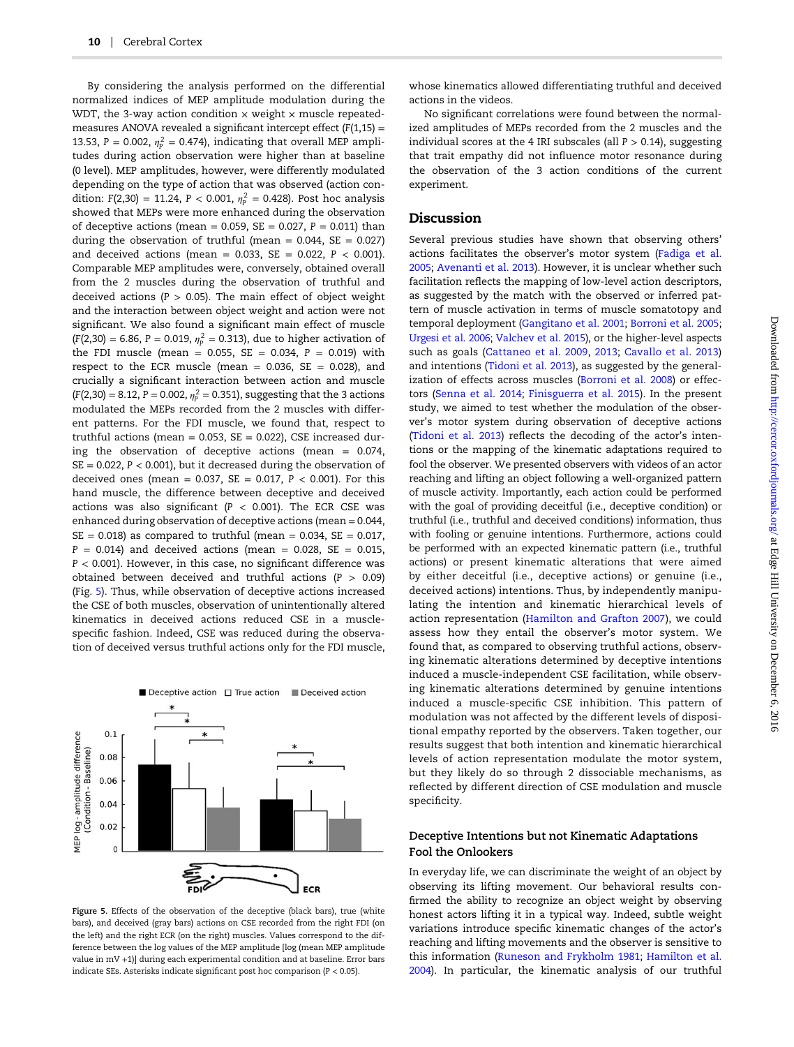By considering the analysis performed on the differential normalized indices of MEP amplitude modulation during the WDT, the 3-way action condition × weight × muscle repeated-measures ANOVA revealed a significant intercept effect ($F(1,15) = 13.53$, $P = 0.002$, $\eta_p^2 = 0.474$), indicating that overall MEP amplitudes during action observation were higher than at baseline (0 level). MEP amplitudes, however, were differently modulated depending on the type of action that was observed (action condition: $F(2,30) = 11.24$, $P < 0.001$, $\eta_p^2 = 0.428$). Post hoc analysis showed that MEPs were more enhanced during the observation of deceptive actions (mean = 0.059, SE = 0.027, $P = 0.011$) than during the observation of truthful (mean = 0.044, SE = 0.027) and deceived actions (mean = 0.033, SE = 0.022, $P < 0.001$). Comparable MEP amplitudes were, conversely, obtained overall from the 2 muscles during the observation of truthful and deceived actions ($P > 0.05$). The main effect of object weight and the interaction between object weight and action were not significant. We also found a significant main effect of muscle ($F(2,30) = 6.86$, $P = 0.019$, $\eta_p^2 = 0.313$), due to higher activation of the FDI muscle (mean = 0.055, SE = 0.034, $P = 0.019$) with respect to the ECR muscle (mean = 0.036, SE = 0.028), and crucially a significant interaction between action and muscle ($F(2,30) = 8.12$, $P = 0.002$, $\eta_p^2 = 0.351$), suggesting that the 3 actions modulated the MEPs recorded from the 2 muscles with different patterns. For the FDI muscle, we found that, respect to truthful actions (mean = 0.053, SE = 0.022), CSE increased during the observation of deceptive actions (mean = 0.074, SE = 0.022, $P < 0.001$), but it decreased during the observation of deceived ones (mean = 0.037, SE = 0.017, $P < 0.001$). For this hand muscle, the difference between deceptive and deceived actions was also significant ($P < 0.001$). The ECR CSE was enhanced during observation of deceptive actions (mean = 0.044, SE = 0.018) as compared to truthful (mean = 0.034, SE = 0.017, $P = 0.014$) and deceived actions (mean = 0.028, SE = 0.015, $P < 0.001$). However, in this case, no significant difference was obtained between deceived and truthful actions ($P > 0.09$) (Fig. 5). Thus, while observation of deceptive actions increased the CSE of both muscles, observation of unintentionally altered kinematics in deceived actions reduced CSE in a muscle-specific fashion. Indeed, CSE was reduced during the observation of deceived versus truthful actions only for the FDI muscle, whose kinematics allowed differentiating truthful and deceived actions in the videos.

Figure 5. Effects of the observation of the deceptive (black bars), true (white bars), and deceived (gray bars) actions on CSE recorded from the right FDI (on the left) and the right ECR (on the right) muscles. Values correspond to the difference between the log values of the MEP amplitude [log (mean MEP amplitude value in mV +1)] during each experimental condition and at baseline. Error bars indicate SEs. Asterisks indicate significant post hoc comparison ($P < 0.05$).

No significant correlations were found between the normalized amplitudes of MEPs recorded from the 2 muscles and the individual scores at the 4 IRI subscales (all $P > 0.14$), suggesting that trait empathy did not influence motor resonance during the observation of the 3 action conditions of the current experiment.

## Discussion

Several previous studies have shown that observing others' actions facilitates the observer's motor system (Fadiga et al. 2005; Avenanti et al. 2013). However, it is unclear whether such facilitation reflects the mapping of low-level action descriptors, as suggested by the match with the observed or inferred pattern of muscle activation in terms of muscle somatotopy and temporal deployment (Gangitano et al. 2001; Borroni et al. 2005; Urgesi et al. 2006; Valchev et al. 2015), or the higher-level aspects such as goals (Cattaneo et al. 2009, 2013; Cavallo et al. 2013) and intentions (Tidoni et al. 2013), as suggested by the generalization of effects across muscles (Borroni et al. 2008) or effectors (Senna et al. 2014; Finisguerra et al. 2015). In the present study, we aimed to test whether the modulation of the observer's motor system during observation of deceptive actions (Tidoni et al. 2013) reflects the decoding of the actor's intentions or the mapping of the kinematic adaptations required to fool the observer. We presented observers with videos of an actor reaching and lifting an object following a well-organized pattern of muscle activity. Importantly, each action could be performed with the goal of providing deceitful (i.e., deceptive condition) or truthful (i.e., truthful and deceived conditions) information, thus with fooling or genuine intentions. Furthermore, actions could be performed with an expected kinematic pattern (i.e., truthful actions) or present kinematic alterations that were aimed by either deceitful (i.e., deceptive actions) or genuine (i.e., deceived actions) intentions. Thus, by independently manipulating the intention and kinematic hierarchical levels of action representation (Hamilton and Grafton 2007), we could assess how they entail the observer's motor system. We found that, as compared to observing truthful actions, observing kinematic alterations determined by deceptive intentions induced a muscle-independent CSE facilitation, while observing kinematic alterations determined by genuine intentions induced a muscle-specific CSE inhibition. This pattern of modulation was not affected by the different levels of dispositional empathy reported by the observers. Taken together, our results suggest that both intention and kinematic hierarchical levels of action representation modulate the motor system, but they likely do so through 2 dissociable mechanisms, as reflected by different direction of CSE modulation and muscle specificity.

### Deceptive Intentions but not Kinematic Adaptations Fool the Onlookers

In everyday life, we can discriminate the weight of an object by observing its lifting movement. Our behavioral results confirmed the ability to recognize an object weight by observing honest actors lifting it in a typical way. Indeed, subtle weight variations introduce specific kinematic changes of the actor's reaching and lifting movements and the observer is sensitive to this information (Runeson and Frykholm 1981; Hamilton et al. 2004). In particular, the kinematic analysis of our truthful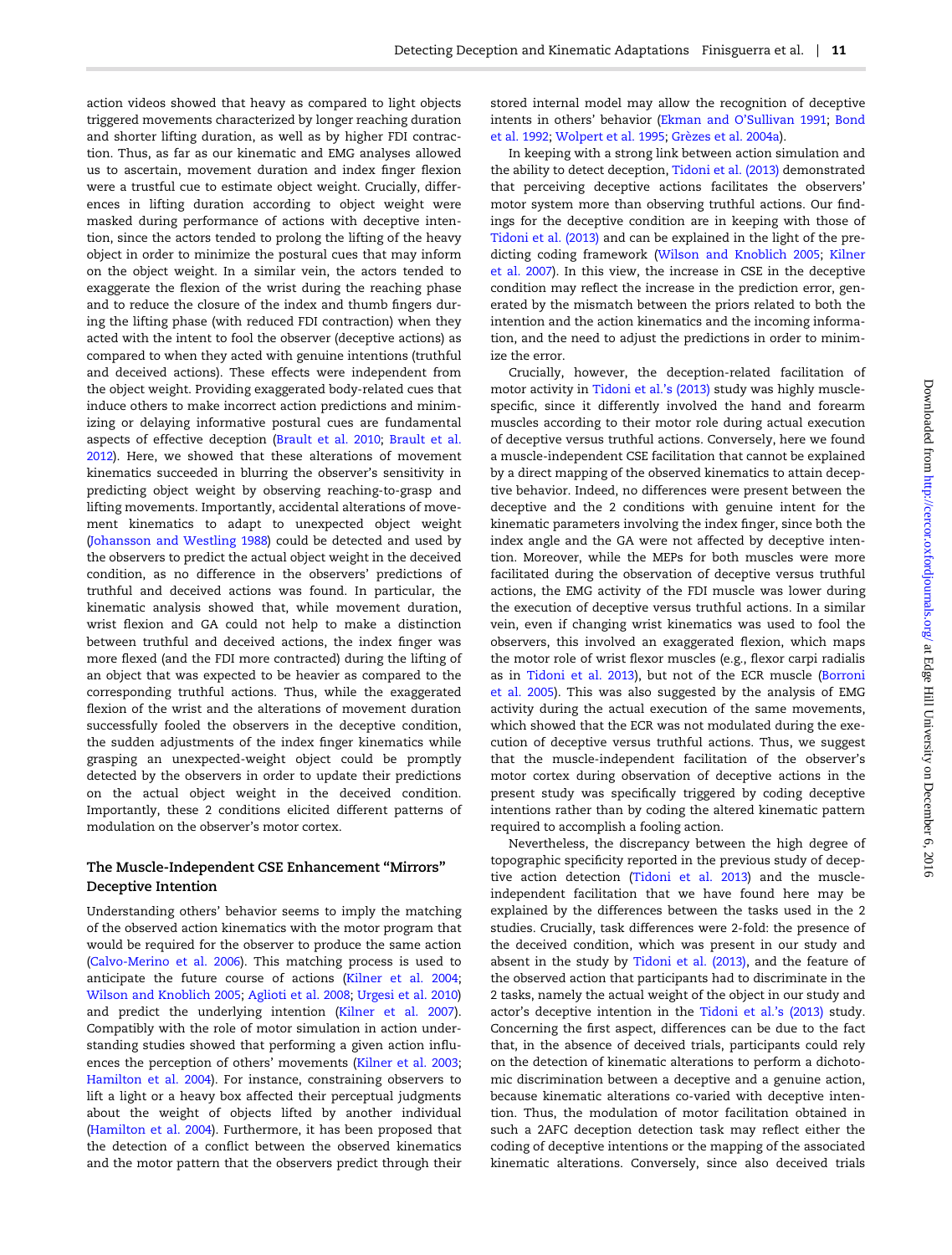action videos showed that heavy as compared to light objects triggered movements characterized by longer reaching duration and shorter lifting duration, as well as by higher FDI contraction. Thus, as far as our kinematic and EMG analyses allowed us to ascertain, movement duration and index finger flexion were a trustful cue to estimate object weight. Crucially, differences in lifting duration according to object weight were masked during performance of actions with deceptive intention, since the actors tended to prolong the lifting of the heavy object in order to minimize the postural cues that may inform on the object weight. In a similar vein, the actors tended to exaggerate the flexion of the wrist during the reaching phase and to reduce the closure of the index and thumb fingers during the lifting phase (with reduced FDI contraction) when they acted with the intent to fool the observer (deceptive actions) as compared to when they acted with genuine intentions (truthful and deceived actions). These effects were independent from the object weight. Providing exaggerated body-related cues that induce others to make incorrect action predictions and minimizing or delaying informative postural cues are fundamental aspects of effective deception (Brault et al. 2010; Brault et al. 2012). Here, we showed that these alterations of movement kinematics succeeded in blurring the observer's sensitivity in predicting object weight by observing reaching-to-grasp and lifting movements. Importantly, accidental alterations of movement kinematics to adapt to unexpected object weight (Johansson and Westling 1988) could be detected and used by the observers to predict the actual object weight in the deceived condition, as no difference in the observers' predictions of truthful and deceived actions was found. In particular, the kinematic analysis showed that, while movement duration, wrist flexion and GA could not help to make a distinction between truthful and deceived actions, the index finger was more flexed (and the FDI more contracted) during the lifting of an object that was expected to be heavier as compared to the corresponding truthful actions. Thus, while the exaggerated flexion of the wrist and the alterations of movement duration successfully fooled the observers in the deceptive condition, the sudden adjustments of the index finger kinematics while grasping an unexpected-weight object could be promptly detected by the observers in order to update their predictions on the actual object weight in the deceived condition. Importantly, these 2 conditions elicited different patterns of modulation on the observer's motor cortex.

## The Muscle-Independent CSE Enhancement "Mirrors" Deceptive Intention

Understanding others' behavior seems to imply the matching of the observed action kinematics with the motor program that would be required for the observer to produce the same action (Calvo-Merino et al. 2006). This matching process is used to anticipate the future course of actions (Kilner et al. 2004; Wilson and Knoblich 2005; Aglioti et al. 2008; Urgesi et al. 2010) and predict the underlying intention (Kilner et al. 2007). Compatibly with the role of motor simulation in action understanding studies showed that performing a given action influences the perception of others' movements (Kilner et al. 2003; Hamilton et al. 2004). For instance, constraining observers to lift a light or a heavy box affected their perceptual judgments about the weight of objects lifted by another individual (Hamilton et al. 2004). Furthermore, it has been proposed that the detection of a conflict between the observed kinematics and the motor pattern that the observers predict through their stored internal model may allow the recognition of deceptive intents in others' behavior (Ekman and O'Sullivan 1991; Bond et al. 1992; Wolpert et al. 1995; Grèzes et al. 2004a).

In keeping with a strong link between action simulation and the ability to detect deception, Tidoni et al. (2013) demonstrated that perceiving deceptive actions facilitates the observers' motor system more than observing truthful actions. Our findings for the deceptive condition are in keeping with those of Tidoni et al. (2013) and can be explained in the light of the predicting coding framework (Wilson and Knoblich 2005; Kilner et al. 2007). In this view, the increase in CSE in the deceptive condition may reflect the increase in the prediction error, generated by the mismatch between the priors related to both the intention and the action kinematics and the incoming information, and the need to adjust the predictions in order to minimize the error.

Crucially, however, the deception-related facilitation of motor activity in Tidoni et al.'s (2013) study was highly muscle-specific, since it differently involved the hand and forearm muscles according to their motor role during actual execution of deceptive versus truthful actions. Conversely, here we found a muscle-independent CSE facilitation that cannot be explained by a direct mapping of the observed kinematics to attain deceptive behavior. Indeed, no differences were present between the deceptive and the 2 conditions with genuine intent for the kinematic parameters involving the index finger, since both the index angle and the GA were not affected by deceptive intention. Moreover, while the MEPs for both muscles were more facilitated during the observation of deceptive versus truthful actions, the EMG activity of the FDI muscle was lower during the execution of deceptive versus truthful actions. In a similar vein, even if changing wrist kinematics was used to fool the observers, this involved an exaggerated flexion, which maps the motor role of wrist flexor muscles (e.g., flexor carpi radialis as in Tidoni et al. 2013), but not of the ECR muscle (Borroni et al. 2005). This was also suggested by the analysis of EMG activity during the actual execution of the same movements, which showed that the ECR was not modulated during the execution of deceptive versus truthful actions. Thus, we suggest that the muscle-independent facilitation of the observer's motor cortex during observation of deceptive actions in the present study was specifically triggered by coding deceptive intentions rather than by coding the altered kinematic pattern required to accomplish a fooling action.

Nevertheless, the discrepancy between the high degree of topographic specificity reported in the previous study of deceptive action detection (Tidoni et al. 2013) and the muscle-independent facilitation that we have found here may be explained by the differences between the tasks used in the 2 studies. Crucially, task differences were 2-fold: the presence of the deceived condition, which was present in our study and absent in the study by Tidoni et al. (2013), and the feature of the observed action that participants had to discriminate in the 2 tasks, namely the actual weight of the object in our study and actor's deceptive intention in the Tidoni et al.'s (2013) study. Concerning the first aspect, differences can be due to the fact that, in the absence of deceived trials, participants could rely on the detection of kinematic alterations to perform a dichotomic discrimination between a deceptive and a genuine action, because kinematic alterations co-varied with deceptive intention. Thus, the modulation of motor facilitation obtained in such a 2AFC deception detection task may reflect either the coding of deceptive intentions or the mapping of the associated kinematic alterations. Conversely, since also deceived trials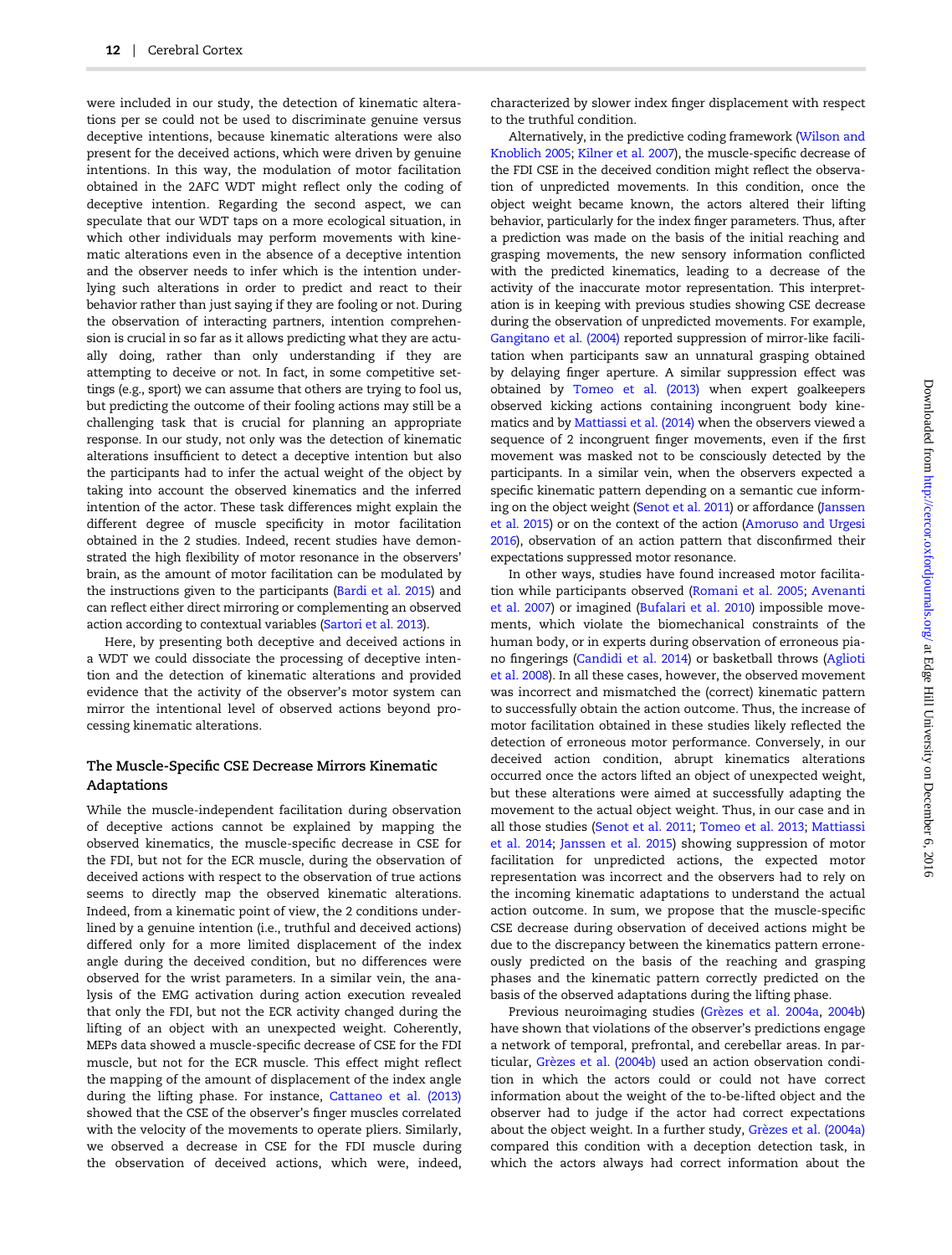were included in our study, the detection of kinematic alterations per se could not be used to discriminate genuine versus deceptive intentions, because kinematic alterations were also present for the deceived actions, which were driven by genuine intentions. In this way, the modulation of motor facilitation obtained in the 2AFC WDT might reflect only the coding of deceptive intention. Regarding the second aspect, we can speculate that our WDT taps on a more ecological situation, in which other individuals may perform movements with kinematic alterations even in the absence of a deceptive intention and the observer needs to infer which is the intention underlying such alterations in order to predict and react to their behavior rather than just saying if they are fooling or not. During the observation of interacting partners, intention comprehension is crucial in so far as it allows predicting what they are actually doing, rather than only understanding if they are attempting to deceive or not. In fact, in some competitive settings (e.g., sport) we can assume that others are trying to fool us, but predicting the outcome of their fooling actions may still be a challenging task that is crucial for planning an appropriate response. In our study, not only was the detection of kinematic alterations insufficient to detect a deceptive intention but also the participants had to infer the actual weight of the object by taking into account the observed kinematics and the inferred intention of the actor. These task differences might explain the different degree of muscle specificity in motor facilitation obtained in the 2 studies. Indeed, recent studies have demonstrated the high flexibility of motor resonance in the observers' brain, as the amount of motor facilitation can be modulated by the instructions given to the participants (Bardi et al. 2015) and can reflect either direct mirroring or complementing an observed action according to contextual variables (Sartori et al. 2013).

Here, by presenting both deceptive and deceived actions in a WDT we could dissociate the processing of deceptive intention and the detection of kinematic alterations and provided evidence that the activity of the observer's motor system can mirror the intentional level of observed actions beyond processing kinematic alterations.

### The Muscle-Specific CSE Decrease Mirrors Kinematic Adaptations

While the muscle-independent facilitation during observation of deceptive actions cannot be explained by mapping the observed kinematics, the muscle-specific decrease in CSE for the FDI, but not for the ECR muscle, during the observation of deceived actions with respect to the observation of true actions seems to directly map the observed kinematic alterations. Indeed, from a kinematic point of view, the 2 conditions underlined by a genuine intention (i.e., truthful and deceived actions) differed only for a more limited displacement of the index angle during the deceived condition, but no differences were observed for the wrist parameters. In a similar vein, the analysis of the EMG activation during action execution revealed that only the FDI, but not the ECR activity changed during the lifting of an object with an unexpected weight. Coherently, MEPs data showed a muscle-specific decrease of CSE for the FDI muscle, but not for the ECR muscle. This effect might reflect the mapping of the amount of displacement of the index angle during the lifting phase. For instance, Cattaneo et al. (2013) showed that the CSE of the observer's finger muscles correlated with the velocity of the movements to operate pliers. Similarly, we observed a decrease in CSE for the FDI muscle during the observation of deceived actions, which were, indeed, characterized by slower index finger displacement with respect to the truthful condition.

Alternatively, in the predictive coding framework (Wilson and Knoblich 2005; Kilner et al. 2007), the muscle-specific decrease of the FDI CSE in the deceived condition might reflect the observation of unpredicted movements. In this condition, once the object weight became known, the actors altered their lifting behavior, particularly for the index finger parameters. Thus, after a prediction was made on the basis of the initial reaching and grasping movements, the new sensory information conflicted with the predicted kinematics, leading to a decrease of the activity of the inaccurate motor representation. This interpretation is in keeping with previous studies showing CSE decrease during the observation of unpredicted movements. For example, Gangitano et al. (2004) reported suppression of mirror-like facilitation when participants saw an unnatural grasping obtained by delaying finger aperture. A similar suppression effect was obtained by Tomeo et al. (2013) when expert goalkeepers observed kicking actions containing incongruent body kinematics and by Mattiassi et al. (2014) when the observers viewed a sequence of 2 incongruent finger movements, even if the first movement was masked not to be consciously detected by the participants. In a similar vein, when the observers expected a specific kinematic pattern depending on a semantic cue informing on the object weight (Senot et al. 2011) or affordance (Janssen et al. 2015) or on the context of the action (Amoruso and Urgesi 2016), observation of an action pattern that disconfirmed their expectations suppressed motor resonance.

In other ways, studies have found increased motor facilitation while participants observed (Romani et al. 2005; Avenanti et al. 2007) or imagined (Bufalari et al. 2010) impossible movements, which violate the biomechanical constraints of the human body, or in experts during observation of erroneous piano fingerings (Candidi et al. 2014) or basketball throws (Aglioti et al. 2008). In all these cases, however, the observed movement was incorrect and mismatched the (correct) kinematic pattern to successfully obtain the action outcome. Thus, the increase of motor facilitation obtained in these studies likely reflected the detection of erroneous motor performance. Conversely, in our deceived action condition, abrupt kinematics alterations occurred once the actors lifted an object of unexpected weight, but these alterations were aimed at successfully adapting the movement to the actual object weight. Thus, in our case and in all those studies (Senot et al. 2011; Tomeo et al. 2013; Mattiassi et al. 2014; Janssen et al. 2015) showing suppression of motor facilitation for unpredicted actions, the expected motor representation was incorrect and the observers had to rely on the incoming kinematic adaptations to understand the actual action outcome. In sum, we propose that the muscle-specific CSE decrease during observation of deceived actions might be due to the discrepancy between the kinematics pattern erroneously predicted on the basis of the reaching and grasping phases and the kinematic pattern correctly predicted on the basis of the observed adaptations during the lifting phase.

Previous neuroimaging studies (Grèzes et al. 2004a, 2004b) have shown that violations of the observer's predictions engage a network of temporal, prefrontal, and cerebellar areas. In particular, Grèzes et al. (2004b) used an action observation condition in which the actors could or could not have correct information about the weight of the to-be-lifted object and the observer had to judge if the actor had correct expectations about the object weight. In a further study, Grèzes et al. (2004a) compared this condition with a deception detection task, in which the actors always had correct information about the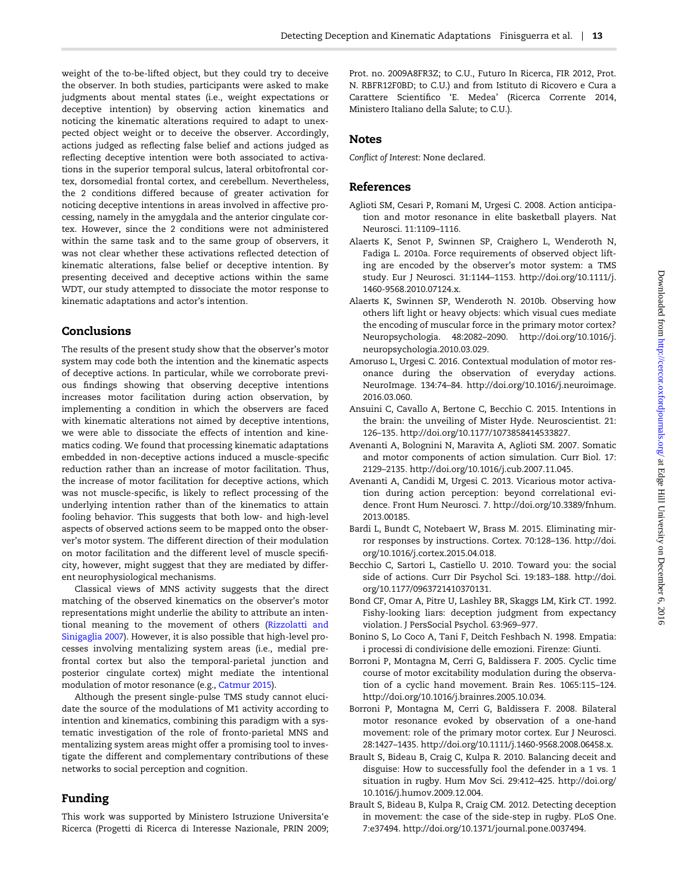weight of the to-be-lifted object, but they could try to deceive the observer. In both studies, participants were asked to make judgments about mental states (i.e., weight expectations or deceptive intention) by observing action kinematics and noticing the kinematic alterations required to adapt to unexpected object weight or to deceive the observer. Accordingly, actions judged as reflecting false belief and actions judged as reflecting deceptive intention were both associated to activations in the superior temporal sulcus, lateral orbitofrontal cortex, dorsomedial frontal cortex, and cerebellum. Nevertheless, the 2 conditions differed because of greater activation for noticing deceptive intentions in areas involved in affective processing, namely in the amygdala and the anterior cingulate cortex. However, since the 2 conditions were not administered within the same task and to the same group of observers, it was not clear whether these activations reflected detection of kinematic alterations, false belief or deceptive intention. By presenting deceived and deceptive actions within the same WDT, our study attempted to dissociate the motor response to kinematic adaptations and actor's intention.

## Conclusions

The results of the present study show that the observer's motor system may code both the intention and the kinematic aspects of deceptive actions. In particular, while we corroborate previous findings showing that observing deceptive intentions increases motor facilitation during action observation, by implementing a condition in which the observers are faced with kinematic alterations not aimed by deceptive intentions, we were able to dissociate the effects of intention and kinematics coding. We found that processing kinematic adaptations embedded in non-deceptive actions induced a muscle-specific reduction rather than an increase of motor facilitation. Thus, the increase of motor facilitation for deceptive actions, which was not muscle-specific, is likely to reflect processing of the underlying intention rather than of the kinematics to attain fooling behavior. This suggests that both low- and high-level aspects of observed actions seem to be mapped onto the observer's motor system. The different direction of their modulation on motor facilitation and the different level of muscle specificity, however, might suggest that they are mediated by different neurophysiological mechanisms.

Classical views of MNS activity suggests that the direct matching of the observed kinematics on the observer's motor representations might underlie the ability to attribute an intentional meaning to the movement of others (Rizzolatti and Sinigaglia 2007). However, it is also possible that high-level processes involving mentalizing system areas (i.e., medial prefrontal cortex but also the temporal-parietal junction and posterior cingulate cortex) might mediate the intentional modulation of motor resonance (e.g., Catmur 2015).

Although the present single-pulse TMS study cannot elucidate the source of the modulations of M1 activity according to intention and kinematics, combining this paradigm with a systematic investigation of the role of fronto-parietal MNS and mentalizing system areas might offer a promising tool to investigate the different and complementary contributions of these networks to social perception and cognition.

## Funding

This work was supported by Ministero Istruzione Universita'e Ricerca (Progetti di Ricerca di Interesse Nazionale, PRIN 2009; Prot. no. 2009A8FR3Z; to C.U., Futuro In Ricerca, FIR 2012, Prot. N. RBFR12F0BD; to C.U.) and from Istituto di Ricovero e Cura a Carattere Scientifico 'E. Medea' (Ricerca Corrente 2014, Ministero Italiano della Salute; to C.U.).

## Notes

*Conflict of Interest*: None declared.

## References

Aglioti SM, Cesari P, Romani M, Urgesi C. 2008. Action anticipation and motor resonance in elite basketball players. Nat Neurosci. 11:1109–1116.

Alaerts K, Senot P, Swinnen SP, Craighero L, Wenderoth N, Fadiga L. 2010a. Force requirements of observed object lifting are encoded by the observer's motor system: a TMS study. Eur J Neurosci. 31:1144–1153. http://doi.org/10.1111/j.1460-9568.2010.07124.x.

Alaerts K, Swinnen SP, Wenderoth N. 2010b. Observing how others lift light or heavy objects: which visual cues mediate the encoding of muscular force in the primary motor cortex? Neuropsychologia. 48:2082–2090. http://doi.org/10.1016/j.neuropsychologia.2010.03.029.

Amoruso L, Urgesi C. 2016. Contextual modulation of motor resonance during the observation of everyday actions. NeuroImage. 134:74–84. http://doi.org/10.1016/j.neuroimage.2016.03.060.

Ansuini C, Cavallo A, Bertone C, Becchio C. 2015. Intentions in the brain: the unveiling of Mister Hyde. Neuroscientist. 21:126–135. http://doi.org/10.1177/1073858414533827.

Avenanti A, Bolognini N, Maravita A, Aglioti SM. 2007. Somatic and motor components of action simulation. Curr Biol. 17:2129–2135. http://doi.org/10.1016/j.cub.2007.11.045.

Avenanti A, Candidi M, Urgesi C. 2013. Vicarious motor activation during action perception: beyond correlational evidence. Front Hum Neurosci. 7. http://doi.org/10.3389/fnhum.2013.00185.

Bardi L, Bundt C, Notebaert W, Brass M. 2015. Eliminating mirror responses by instructions. Cortex. 70:128–136. http://doi.org/10.1016/j.cortex.2015.04.018.

Becchio C, Sartori L, Castiello U. 2010. Toward you: the social side of actions. Curr Dir Psychol Sci. 19:183–188. http://doi.org/10.1177/0963721410370131.

Bond CF, Omar A, Pitre U, Lashley BR, Skaggs LM, Kirk CT. 1992. Fishy-looking liars: deception judgment from expectancy violation. J PersSocial Psychol. 63:969–977.

Bonino S, Lo Coco A, Tani F, Deitch Feshbach N. 1998. Empatia: i processi di condivisione delle emozioni. Firenze: Giunti.

Borroni P, Montagna M, Cerri G, Baldissera F. 2005. Cyclic time course of motor excitability modulation during the observation of a cyclic hand movement. Brain Res. 1065:115–124. http://doi.org/10.1016/j.brainres.2005.10.034.

Borroni P, Montagna M, Cerri G, Baldissera F. 2008. Bilateral motor resonance evoked by observation of a one-hand movement: role of the primary motor cortex. Eur J Neurosci. 28:1427–1435. http://doi.org/10.1111/j.1460-9568.2008.06458.x.

Brault S, Bideau B, Craig C, Kulpa R. 2010. Balancing deceit and disguise: How to successfully fool the defender in a 1 vs. 1 situation in rugby. Hum Mov Sci. 29:412–425. http://doi.org/10.1016/j.humov.2009.12.004.

Brault S, Bideau B, Kulpa R, Craig CM. 2012. Detecting deception in movement: the case of the side-step in rugby. PLoS One. 7:e37494. http://doi.org/10.1371/journal.pone.0037494.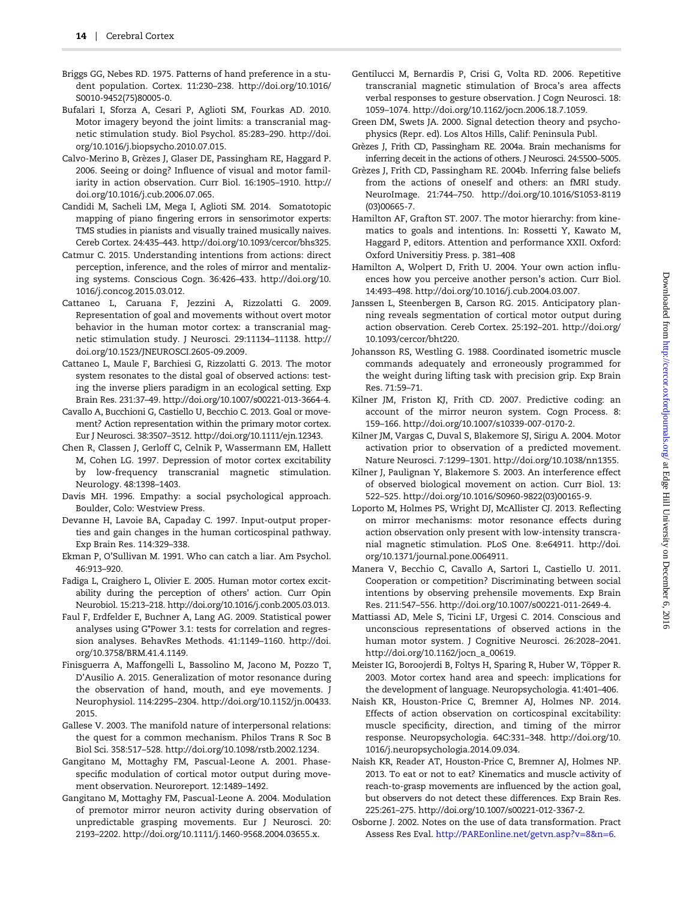Briggs GG, Nebes RD. 1975. Patterns of hand preference in a student population. Cortex. 11:230–238. http://doi.org/10.1016/S0010-9452(75)80005-0.

Bufalari I, Sforza A, Cesari P, Aglioti SM, Fourkas AD. 2010. Motor imagery beyond the joint limits: a transcranial magnetic stimulation study. Biol Psychol. 85:283–290. http://doi.org/10.1016/j.biopsycho.2010.07.015.

Calvo-Merino B, Grèzes J, Glaser DE, Passingham RE, Haggard P. 2006. Seeing or doing? Influence of visual and motor familiarity in action observation. Curr Biol. 16:1905–1910. http://doi.org/10.1016/j.cub.2006.07.065.

Candidi M, Sacheli LM, Mega I, Aglioti SM. 2014. Somatotopic mapping of piano fingering errors in sensorimotor experts: TMS studies in pianists and visually trained musically naives. Cereb Cortex. 24:435–443. http://doi.org/10.1093/cercor/bhs325.

Catmur C. 2015. Understanding intentions from actions: direct perception, inference, and the roles of mirror and mentalizing systems. Conscious Cogn. 36:426–433. http://doi.org/10.1016/j.concog.2015.03.012.

Cattaneo L, Caruana F, Jezzini A, Rizzolatti G. 2009. Representation of goal and movements without overt motor behavior in the human motor cortex: a transcranial magnetic stimulation study. J Neurosci. 29:11134–11138. http://doi.org/10.1523/JNEUROSCI.2605-09.2009.

Cattaneo L, Maule F, Barchiesi G, Rizzolatti G. 2013. The motor system resonates to the distal goal of observed actions: testing the inverse pliers paradigm in an ecological setting. Exp Brain Res. 231:37–49. http://doi.org/10.1007/s00221-013-3664-4.

Cavallo A, Bucchioni G, Castiello U, Becchio C. 2013. Goal or movement? Action representation within the primary motor cortex. Eur J Neurosci. 38:3507–3512. http://doi.org/10.1111/ejn.12343.

Chen R, Classen J, Gerloff C, Celnik P, Wassermann EM, Hallett M, Cohen LG. 1997. Depression of motor cortex excitability by low-frequency transcranial magnetic stimulation. Neurology. 48:1398–1403.

Davis MH. 1996. Empathy: a social psychological approach. Boulder, Colo: Westview Press.

Devanne H, Lavoie BA, Capaday C. 1997. Input-output properties and gain changes in the human corticospinal pathway. Exp Brain Res. 114:329–338.

Ekman P, O'Sullivan M. 1991. Who can catch a liar. Am Psychol. 46:913–920.

Fadiga L, Craighero L, Olivier E. 2005. Human motor cortex excitability during the perception of others' action. Curr Opin Neurobiol. 15:213–218. http://doi.org/10.1016/j.conb.2005.03.013.

Faul F, Erdfelder E, Buchner A, Lang AG. 2009. Statistical power analyses using G*Power 3.1: tests for correlation and regression analyses. BehavRes Methods. 41:1149–1160. http://doi.org/10.3758/BRM.41.4.1149.

Finisguerra A, Maffongelli L, Bassolino M, Jacono M, Pozzo T, D'Ausilio A. 2015. Generalization of motor resonance during the observation of hand, mouth, and eye movements. J Neurophysiol. 114:2295–2304. http://doi.org/10.1152/jn.00433.2015.

Gallese V. 2003. The manifold nature of interpersonal relations: the quest for a common mechanism. Philos Trans R Soc B Biol Sci. 358:517–528. http://doi.org/10.1098/rstb.2002.1234.

Gangitano M, Mottaghy FM, Pascual-Leone A. 2001. Phase-specific modulation of cortical motor output during movement observation. Neuroreport. 12:1489–1492.

Gangitano M, Mottaghy FM, Pascual-Leone A. 2004. Modulation of premotor mirror neuron activity during observation of unpredictable grasping movements. Eur J Neurosci. 20: 2193–2202. http://doi.org/10.1111/j.1460-9568.2004.03655.x.

Gentilucci M, Bernardis P, Crisi G, Volta RD. 2006. Repetitive transcranial magnetic stimulation of Broca's area affects verbal responses to gesture observation. J Cogn Neurosci. 18: 1059–1074. http://doi.org/10.1162/jocn.2006.18.7.1059.

Green DM, Swets JA. 2000. Signal detection theory and psychophysics (Repr. ed). Los Altos Hills, Calif: Peninsula Publ.

Grèzes J, Frith CD, Passingham RE. 2004a. Brain mechanisms for inferring deceit in the actions of others. J Neurosci. 24:5500–5005.

Grèzes J, Frith CD, Passingham RE. 2004b. Inferring false beliefs from the actions of oneself and others: an fMRI study. NeuroImage. 21:744–750. http://doi.org/10.1016/S1053-8119(03)00665-7.

Hamilton AF, Grafton ST. 2007. The motor hierarchy: from kinematics to goals and intentions. In: Rossetti Y, Kawato M, Haggard P, editors. Attention and performance XXII. Oxford: Oxford Universitiy Press. p. 381–408

Hamilton A, Wolpert D, Frith U. 2004. Your own action influences how you perceive another person's action. Curr Biol. 14:493–498. http://doi.org/10.1016/j.cub.2004.03.007.

Janssen L, Steenbergen B, Carson RG. 2015. Anticipatory planning reveals segmentation of cortical motor output during action observation. Cereb Cortex. 25:192–201. http://doi.org/10.1093/cercor/bht220.

Johansson RS, Westling G. 1988. Coordinated isometric muscle commands adequately and erroneously programmed for the weight during lifting task with precision grip. Exp Brain Res. 71:59–71.

Kilner JM, Friston KJ, Frith CD. 2007. Predictive coding: an account of the mirror neuron system. Cogn Process. 8: 159–166. http://doi.org/10.1007/s10339-007-0170-2.

Kilner JM, Vargas C, Duval S, Blakemore SJ, Sirigu A. 2004. Motor activation prior to observation of a predicted movement. Nature Neurosci. 7:1299–1301. http://doi.org/10.1038/nn1355.

Kilner J, Paulignan Y, Blakemore S. 2003. An interference effect of observed biological movement on action. Curr Biol. 13: 522–525. http://doi.org/10.1016/S0960-9822(03)00165-9.

Loporto M, Holmes PS, Wright DJ, McAllister CJ. 2013. Reflecting on mirror mechanisms: motor resonance effects during action observation only present with low-intensity transcranial magnetic stimulation. PLoS One. 8:e64911. http://doi.org/10.1371/journal.pone.0064911.

Manera V, Becchio C, Cavallo A, Sartori L, Castiello U. 2011. Cooperation or competition? Discriminating between social intentions by observing prehensile movements. Exp Brain Res. 211:547–556. http://doi.org/10.1007/s00221-011-2649-4.

Mattiassi AD, Mele S, Ticini LF, Urgesi C. 2014. Conscious and unconscious representations of observed actions in the human motor system. J Cognitive Neurosci. 26:2028–2041. http://doi.org/10.1162/jocn_a_00619.

Meister IG, Boroojerdi B, Foltys H, Sparing R, Huber W, Töpper R. 2003. Motor cortex hand area and speech: implications for the development of language. Neuropsychologia. 41:401–406.

Naish KR, Houston-Price C, Bremner AJ, Holmes NP. 2014. Effects of action observation on corticospinal excitability: muscle specificity, direction, and timing of the mirror response. Neuropsychologia. 64C:331–348. http://doi.org/10.1016/j.neuropsychologia.2014.09.034.

Naish KR, Reader AT, Houston-Price C, Bremner AJ, Holmes NP. 2013. To eat or not to eat? Kinematics and muscle activity of reach-to-grasp movements are influenced by the action goal, but observers do not detect these differences. Exp Brain Res. 225:261–275. http://doi.org/10.1007/s00221-012-3367-2.

Osborne J. 2002. Notes on the use of data transformation. Pract Assess Res Eval. http://PAREonline.net/getvn.asp?v=8&n=6.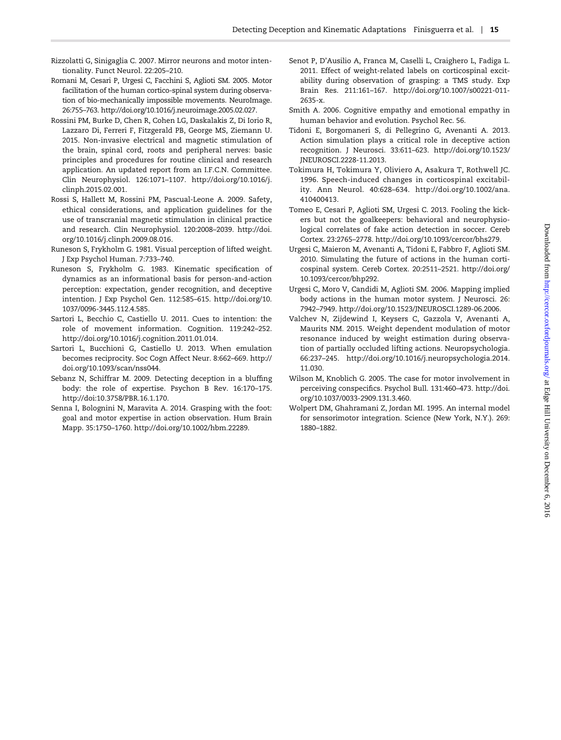Rizzolatti G, Sinigaglia C. 2007. Mirror neurons and motor intentionality. Funct Neurol. 22:205–210.

Romani M, Cesari P, Urgesi C, Facchini S, Aglioti SM. 2005. Motor facilitation of the human cortico-spinal system during observation of bio-mechanically impossible movements. NeuroImage. 26:755–763. http://doi.org/10.1016/j.neuroimage.2005.02.027.

Rossini PM, Burke D, Chen R, Cohen LG, Daskalakis Z, Di Iorio R, Lazzaro Di, Ferreri F, Fitzgerald PB, George MS, Ziemann U. 2015. Non-invasive electrical and magnetic stimulation of the brain, spinal cord, roots and peripheral nerves: basic principles and procedures for routine clinical and research application. An updated report from an I.F.C.N. Committee. Clin Neurophysiol. 126:1071–1107. http://doi.org/10.1016/j.clinph.2015.02.001.

Rossi S, Hallett M, Rossini PM, Pascual-Leone A. 2009. Safety, ethical considerations, and application guidelines for the use of transcranial magnetic stimulation in clinical practice and research. Clin Neurophysiol. 120:2008–2039. http://doi.org/10.1016/j.clinph.2009.08.016.

Runeson S, Frykholm G. 1981. Visual perception of lifted weight. J Exp Psychol Human. 7:733–740.

Runeson S, Frykholm G. 1983. Kinematic specification of dynamics as an informational basis for person-and-action perception: expectation, gender recognition, and deceptive intention. J Exp Psychol Gen. 112:585–615. http://doi.org/10.1037/0096-3445.112.4.585.

Sartori L, Becchio C, Castiello U. 2011. Cues to intention: the role of movement information. Cognition. 119:242–252. http://doi.org/10.1016/j.cognition.2011.01.014.

Sartori L, Bucchioni G, Castiello U. 2013. When emulation becomes reciprocity. Soc Cogn Affect Neur. 8:662–669. http://doi.org/10.1093/scan/nss044.

Sebanz N, Schiffrar M. 2009. Detecting deception in a bluffing body: the role of expertise. Psychon B Rev. 16:170–175. http://doi:10.3758/PBR.16.1.170.

Senna I, Bolognini N, Maravita A. 2014. Grasping with the foot: goal and motor expertise in action observation. Hum Brain Mapp. 35:1750–1760. http://doi.org/10.1002/hbm.22289.

Senot P, D'Ausilio A, Franca M, Caselli L, Craighero L, Fadiga L. 2011. Effect of weight-related labels on corticospinal excitability during observation of grasping: a TMS study. Exp Brain Res. 211:161–167. http://doi.org/10.1007/s00221-011-2635-x.

Smith A. 2006. Cognitive empathy and emotional empathy in human behavior and evolution. Psychol Rec. 56.

Tidoni E, Borgomaneri S, di Pellegrino G, Avenanti A. 2013. Action simulation plays a critical role in deceptive action recognition. J Neurosci. 33:611–623. http://doi.org/10.1523/JNEUROSCI.2228-11.2013.

Tokimura H, Tokimura Y, Oliviero A, Asakura T, Rothwell JC. 1996. Speech-induced changes in corticospinal excitability. Ann Neurol. 40:628–634. http://doi.org/10.1002/ana.410400413.

Tomeo E, Cesari P, Aglioti SM, Urgesi C. 2013. Fooling the kickers but not the goalkeepers: behavioral and neurophysiological correlates of fake action detection in soccer. Cereb Cortex. 23:2765–2778. http://doi.org/10.1093/cercor/bhs279.

Urgesi C, Maieron M, Avenanti A, Tidoni E, Fabbro F, Aglioti SM. 2010. Simulating the future of actions in the human corticospinal system. Cereb Cortex. 20:2511–2521. http://doi.org/10.1093/cercor/bhp292.

Urgesi C, Moro V, Candidi M, Aglioti SM. 2006. Mapping implied body actions in the human motor system. J Neurosci. 26:7942–7949. http://doi.org/10.1523/JNEUROSCI.1289-06.2006.

Valchev N, Zijdewind I, Keysers C, Gazzola V, Avenanti A, Maurits NM. 2015. Weight dependent modulation of motor resonance induced by weight estimation during observation of partially occluded lifting actions. Neuropsychologia. 66:237–245. http://doi.org/10.1016/j.neuropsychologia.2014.11.030.

Wilson M, Knoblich G. 2005. The case for motor involvement in perceiving conspecifics. Psychol Bull. 131:460–473. http://doi.org/10.1037/0033-2909.131.3.460.

Wolpert DM, Ghahramani Z, Jordan MI. 1995. An internal model for sensorimotor integration. Science (New York, N.Y.). 269:1880–1882.